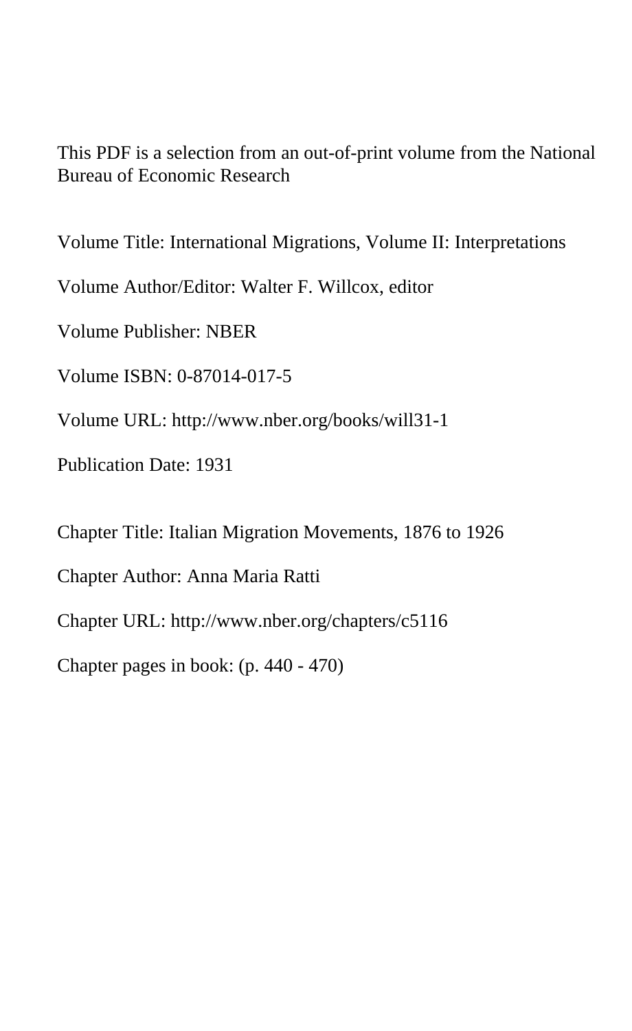This PDF is a selection from an out-of-print volume from the National Bureau of Economic Research

Volume Title: International Migrations, Volume II: Interpretations

Volume Author/Editor: Walter F. Willcox, editor

Volume Publisher: NBER

Volume ISBN: 0-87014-017-5

Volume URL: http://www.nber.org/books/will31-1

Publication Date: 1931

Chapter Title: Italian Migration Movements, 1876 to 1926

Chapter Author: Anna Maria Ratti

Chapter URL: http://www.nber.org/chapters/c5116

Chapter pages in book: (p. 440 - 470)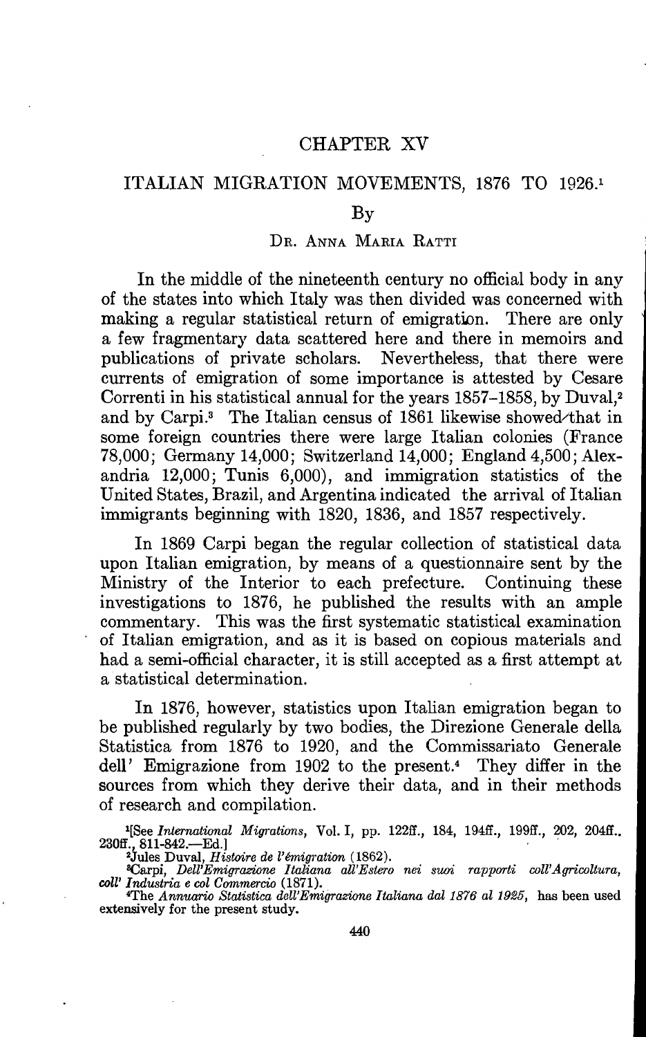# CHAPTER XV

## ITALIAN MIGRATION MOVEMENTS, 1876 TO 1926.[1]

By

DR. ANNA MARIA RATTI

In the middle of the nineteenth century no official body in any of the states into which Italy was then divided was concerned with making a regular statistical return of emigration. There are only a few fragmentary data scattered here and there in memoirs and publications of private scholars. Nevertheless, that there were currents of emigration of some importance is attested by Cesare Correnti in his statistical annual for the years 1857–1858, by Duval,[2] and by Carpi.[3] The Italian census of 1861 likewise showed that in some foreign countries there were large Italian colonies (France 78,000; Germany 14,000; Switzerland 14,000; England 4,500; Alexandria 12,000; Tunis 6,000), and immigration statistics of the United States, Brazil, and Argentina indicated the arrival of Italian immigrants beginning with 1820, 1836, and 1857 respectively.

In 1869 Carpi began the regular collection of statistical data upon Italian emigration, by means of a questionnaire sent by the Ministry of the Interior to each prefecture. Continuing these investigations to 1876, he published the results with an ample commentary. This was the first systematic statistical examination of Italian emigration, and as it is based on copious materials and had a semi-official character, it is still accepted as a first attempt at a statistical determination.

In 1876, however, statistics upon Italian emigration began to be published regularly by two bodies, the Direzione Generale della Statistica from 1876 to 1920, and the Commissariato Generale dell' Emigrazione from 1902 to the present.[4] They differ in the sources from which they derive their data, and in their methods of research and compilation.

[1][See *International Migrations*, Vol. I, pp. 122ff., 184, 194ff., 199ff., 202, 204ff., 230ff., 811-842.—Ed.]

[2]Jules Duval, *Histoire de l'émigration* (1862).

[3]Carpi, *Dell'Emigrazione Italiana all'Estero nei suoi rapporti coll'Agricoltura, coll' Industria e col Commercio* (1871).

[4]The *Annuario Statistica dell'Emigrazione Italiana dal 1876 al 1925*, has been used extensively for the present study.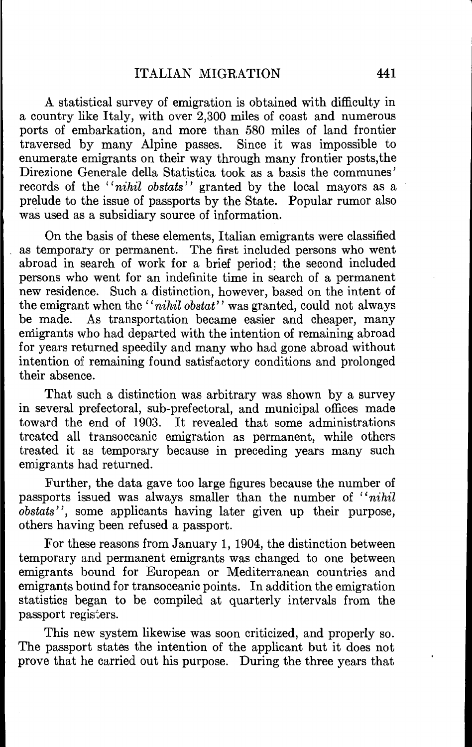A statistical survey of emigration is obtained with difficulty in a country like Italy, with over 2,300 miles of coast and numerous ports of embarkation, and more than 580 miles of land frontier traversed by many Alpine passes. Since it was impossible to enumerate emigrants on their way through many frontier posts, the Direzione Generale della Statistica took as a basis the communes' records of the "*nihil obstats*" granted by the local mayors as a prelude to the issue of passports by the State. Popular rumor also was used as a subsidiary source of information.

On the basis of these elements, Italian emigrants were classified as temporary or permanent. The first included persons who went abroad in search of work for a brief period; the second included persons who went for an indefinite time in search of a permanent new residence. Such a distinction, however, based on the intent of the emigrant when the "*nihil obstat*" was granted, could not always be made. As transportation became easier and cheaper, many emigrants who had departed with the intention of remaining abroad for years returned speedily and many who had gone abroad without intention of remaining found satisfactory conditions and prolonged their absence.

That such a distinction was arbitrary was shown by a survey in several prefectoral, sub-prefectoral, and municipal offices made toward the end of 1903. It revealed that some administrations treated all transoceanic emigration as permanent, while others treated it as temporary because in preceding years many such emigrants had returned.

Further, the data gave too large figures because the number of passports issued was always smaller than the number of "*nihil obstats*", some applicants having later given up their purpose, others having been refused a passport.

For these reasons from January 1, 1904, the distinction between temporary and permanent emigrants was changed to one between emigrants bound for European or Mediterranean countries and emigrants bound for transoceanic points. In addition the emigration statistics began to be compiled at quarterly intervals from the passport registers.

This new system likewise was soon criticized, and properly so. The passport states the intention of the applicant but it does not prove that he carried out his purpose. During the three years that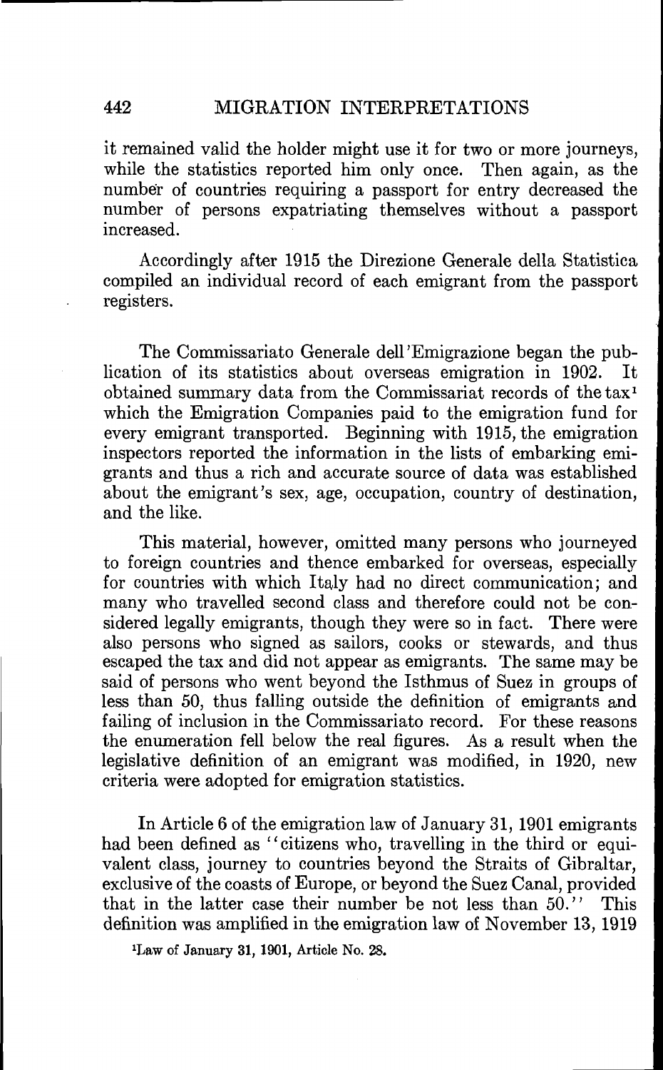it remained valid the holder might use it for two or more journeys, while the statistics reported him only once. Then again, as the number of countries requiring a passport for entry decreased the number of persons expatriating themselves without a passport increased.

Accordingly after 1915 the Direzione Generale della Statistica compiled an individual record of each emigrant from the passport registers.

The Commissariato Generale dell'Emigrazione began the publication of its statistics about overseas emigration in 1902. It obtained summary data from the Commissariat records of the tax[1] which the Emigration Companies paid to the emigration fund for every emigrant transported. Beginning with 1915, the emigration inspectors reported the information in the lists of embarking emigrants and thus a rich and accurate source of data was established about the emigrant's sex, age, occupation, country of destination, and the like.

This material, however, omitted many persons who journeyed to foreign countries and thence embarked for overseas, especially for countries with which Italy had no direct communication; and many who travelled second class and therefore could not be considered legally emigrants, though they were so in fact. There were also persons who signed as sailors, cooks or stewards, and thus escaped the tax and did not appear as emigrants. The same may be said of persons who went beyond the Isthmus of Suez in groups of less than 50, thus falling outside the definition of emigrants and failing of inclusion in the Commissariato record. For these reasons the enumeration fell below the real figures. As a result when the legislative definition of an emigrant was modified, in 1920, new criteria were adopted for emigration statistics.

In Article 6 of the emigration law of January 31, 1901 emigrants had been defined as "citizens who, travelling in the third or equivalent class, journey to countries beyond the Straits of Gibraltar, exclusive of the coasts of Europe, or beyond the Suez Canal, provided that in the latter case their number be not less than 50." This definition was amplified in the emigration law of November 13, 1919

[1]Law of January 31, 1901, Article No. 28.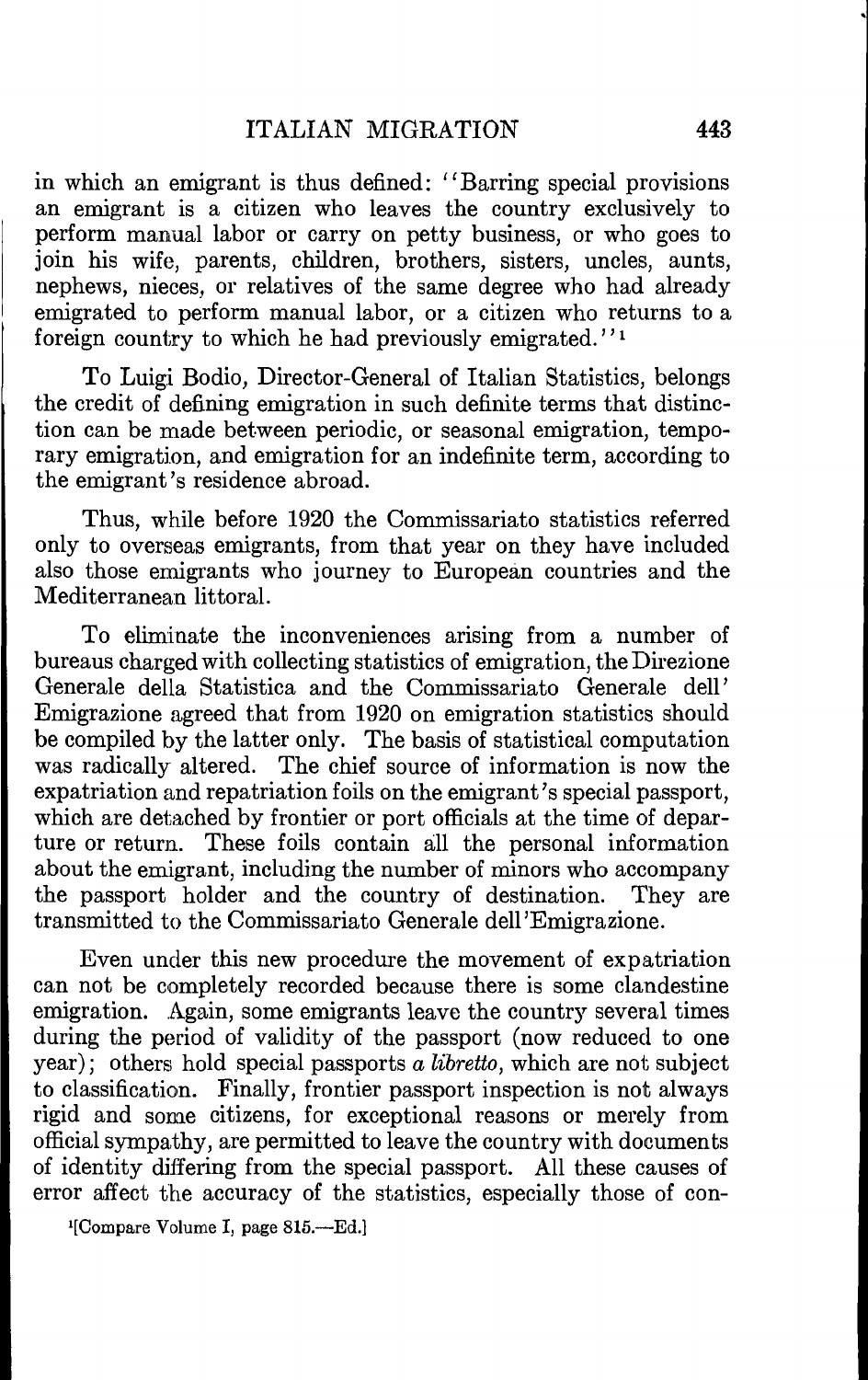in which an emigrant is thus defined: "Barring special provisions an emigrant is a citizen who leaves the country exclusively to perform manual labor or carry on petty business, or who goes to join his wife, parents, children, brothers, sisters, uncles, aunts, nephews, nieces, or relatives of the same degree who had already emigrated to perform manual labor, or a citizen who returns to a foreign country to which he had previously emigrated."[1]

To Luigi Bodio, Director-General of Italian Statistics, belongs the credit of defining emigration in such definite terms that distinction can be made between periodic, or seasonal emigration, temporary emigration, and emigration for an indefinite term, according to the emigrant's residence abroad.

Thus, while before 1920 the Commissariato statistics referred only to overseas emigrants, from that year on they have included also those emigrants who journey to European countries and the Mediterranean littoral.

To eliminate the inconveniences arising from a number of bureaus charged with collecting statistics of emigration, the Direzione Generale della Statistica and the Commissariato Generale dell' Emigrazione agreed that from 1920 on emigration statistics should be compiled by the latter only. The basis of statistical computation was radically altered. The chief source of information is now the expatriation and repatriation foils on the emigrant's special passport, which are detached by frontier or port officials at the time of departure or return. These foils contain all the personal information about the emigrant, including the number of minors who accompany the passport holder and the country of destination. They are transmitted to the Commissariato Generale dell'Emigrazione.

Even under this new procedure the movement of expatriation can not be completely recorded because there is some clandestine emigration. Again, some emigrants leave the country several times during the period of validity of the passport (now reduced to one year); others hold special passports *a libretto*, which are not subject to classification. Finally, frontier passport inspection is not always rigid and some citizens, for exceptional reasons or merely from official sympathy, are permitted to leave the country with documents of identity differing from the special passport. All these causes of error affect the accuracy of the statistics, especially those of con-

[1][Compare Volume I, page 815.—Ed.]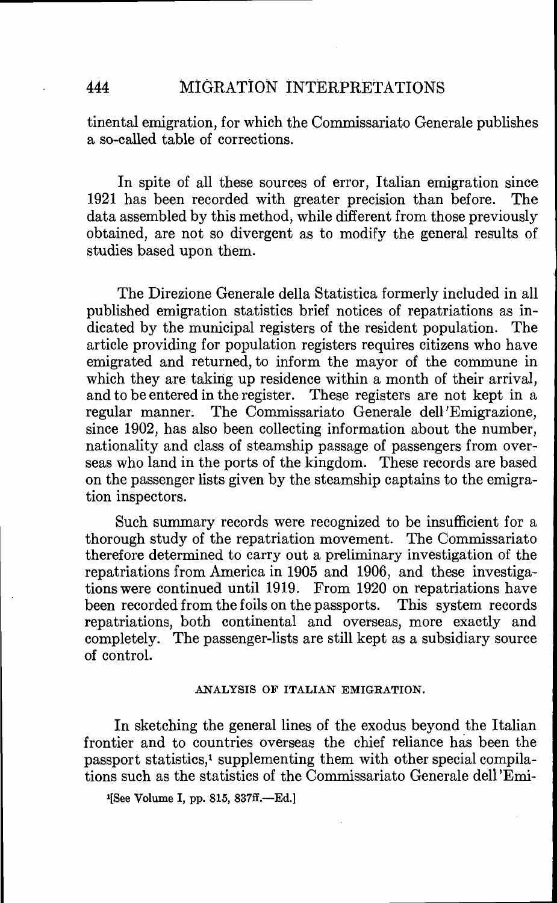tinental emigration, for which the Commissariato Generale publishes a so-called table of corrections.

In spite of all these sources of error, Italian emigration since 1921 has been recorded with greater precision than before. The data assembled by this method, while different from those previously obtained, are not so divergent as to modify the general results of studies based upon them.

The Direzione Generale della Statistica formerly included in all published emigration statistics brief notices of repatriations as indicated by the municipal registers of the resident population. The article providing for population registers requires citizens who have emigrated and returned, to inform the mayor of the commune in which they are taking up residence within a month of their arrival, and to be entered in the register. These registers are not kept in a regular manner. The Commissariato Generale dell'Emigrazione, since 1902, has also been collecting information about the number, nationality and class of steamship passage of passengers from overseas who land in the ports of the kingdom. These records are based on the passenger lists given by the steamship captains to the emigration inspectors.

Such summary records were recognized to be insufficient for a thorough study of the repatriation movement. The Commissariato therefore determined to carry out a preliminary investigation of the repatriations from America in 1905 and 1906, and these investigations were continued until 1919. From 1920 on repatriations have been recorded from the foils on the passports. This system records repatriations, both continental and overseas, more exactly and completely. The passenger-lists are still kept as a subsidiary source of control.

## ANALYSIS OF ITALIAN EMIGRATION.

In sketching the general lines of the exodus beyond the Italian frontier and to countries overseas the chief reliance has been the passport statistics,[1] supplementing them with other special compilations such as the statistics of the Commissariato Generale dell'Emi-

[1][See Volume I, pp. 815, 837ff.—Ed.]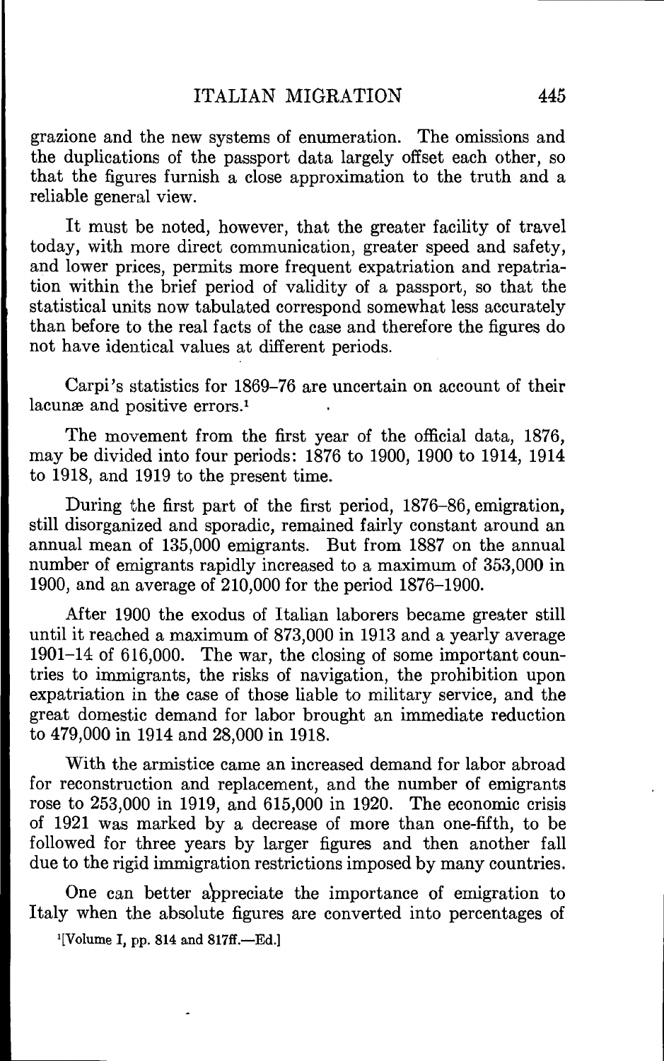grazione and the new systems of enumeration. The omissions and the duplications of the passport data largely offset each other, so that the figures furnish a close approximation to the truth and a reliable general view.

It must be noted, however, that the greater facility of travel today, with more direct communication, greater speed and safety, and lower prices, permits more frequent expatriation and repatriation within the brief period of validity of a passport, so that the statistical units now tabulated correspond somewhat less accurately than before to the real facts of the case and therefore the figures do not have identical values at different periods.

Carpi's statistics for 1869–76 are uncertain on account of their lacunæ and positive errors.[1]

The movement from the first year of the official data, 1876, may be divided into four periods: 1876 to 1900, 1900 to 1914, 1914 to 1918, and 1919 to the present time.

During the first part of the first period, 1876–86, emigration, still disorganized and sporadic, remained fairly constant around an annual mean of 135,000 emigrants. But from 1887 on the annual number of emigrants rapidly increased to a maximum of 353,000 in 1900, and an average of 210,000 for the period 1876–1900.

After 1900 the exodus of Italian laborers became greater still until it reached a maximum of 873,000 in 1913 and a yearly average 1901–14 of 616,000. The war, the closing of some important countries to immigrants, the risks of navigation, the prohibition upon expatriation in the case of those liable to military service, and the great domestic demand for labor brought an immediate reduction to 479,000 in 1914 and 28,000 in 1918.

With the armistice came an increased demand for labor abroad for reconstruction and replacement, and the number of emigrants rose to 253,000 in 1919, and 615,000 in 1920. The economic crisis of 1921 was marked by a decrease of more than one-fifth, to be followed for three years by larger figures and then another fall due to the rigid immigration restrictions imposed by many countries.

One can better appreciate the importance of emigration to Italy when the absolute figures are converted into percentages of

[1] [Volume I, pp. 814 and 817ff.—Ed.]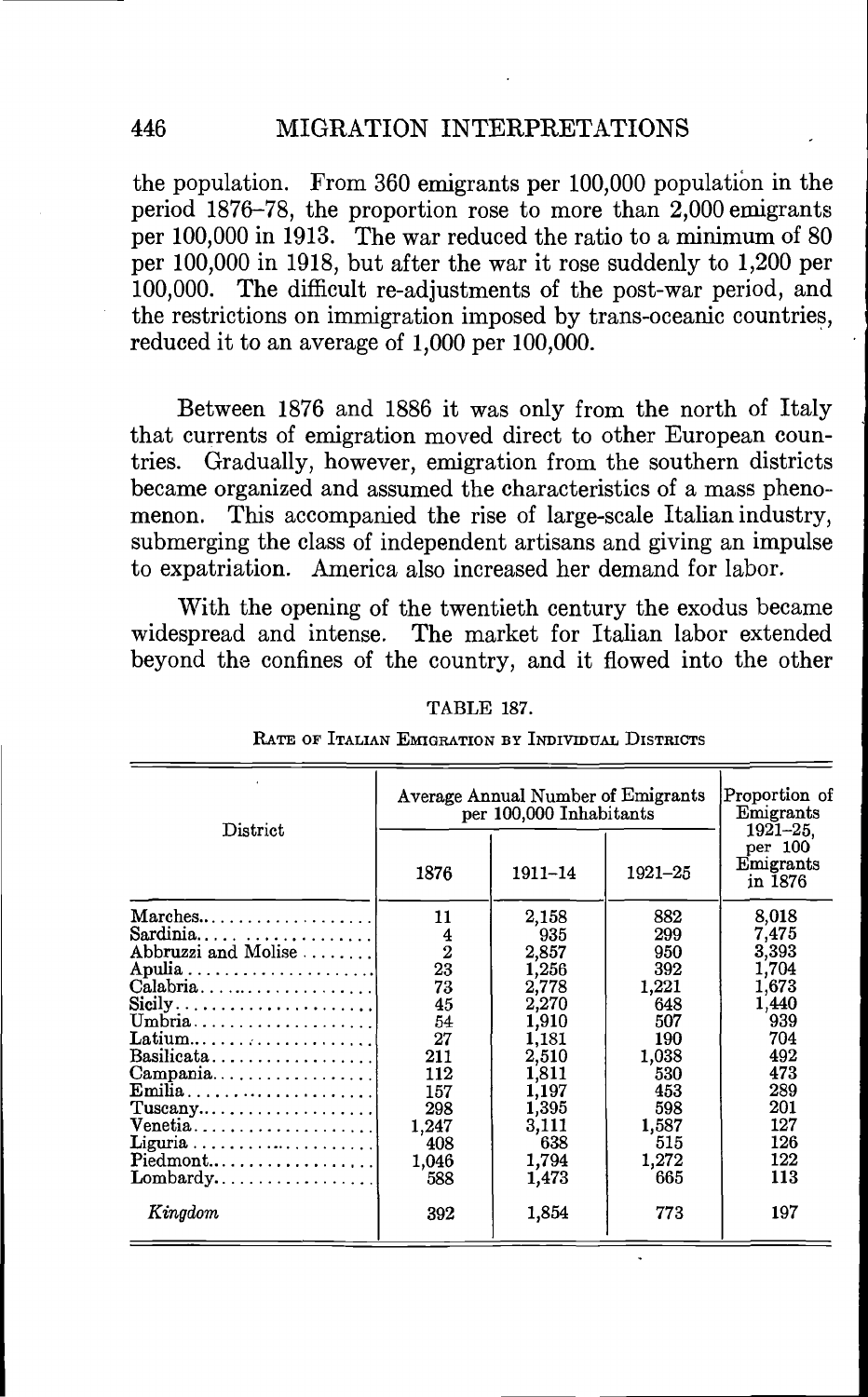the population. From 360 emigrants per 100,000 population in the period 1876–78, the proportion rose to more than 2,000 emigrants per 100,000 in 1913. The war reduced the ratio to a minimum of 80 per 100,000 in 1918, but after the war it rose suddenly to 1,200 per 100,000. The difficult re-adjustments of the post-war period, and the restrictions on immigration imposed by trans-oceanic countries, reduced it to an average of 1,000 per 100,000.

Between 1876 and 1886 it was only from the north of Italy that currents of emigration moved direct to other European countries. Gradually, however, emigration from the southern districts became organized and assumed the characteristics of a mass phenomenon. This accompanied the rise of large-scale Italian industry, submerging the class of independent artisans and giving an impulse to expatriation. America also increased her demand for labor.

With the opening of the twentieth century the exodus became widespread and intense. The market for Italian labor extended beyond the confines of the country, and it flowed into the other

TABLE 187.

Rate of Italian Emigration by Individual Districts

| District | Average Annual Number of Emigrants per 100,000 Inhabitants | | | Proportion of Emigrants 1921–25, per 100 Emigrants in 1876 |
|---|---|---|---|---|
| | 1876 | 1911–14 | 1921–25 | |
| Marches | 11 | 2,158 | 882 | 8,018 |
| Sardinia | 4 | 935 | 299 | 7,475 |
| Abbruzzi and Molise | 2 | 2,857 | 950 | 3,393 |
| Apulia | 23 | 1,256 | 392 | 1,704 |
| Calabria | 73 | 2,778 | 1,221 | 1,673 |
| Sicily | 45 | 2,270 | 648 | 1,440 |
| Umbria | 54 | 1,910 | 507 | 939 |
| Latium | 27 | 1,181 | 190 | 704 |
| Basilicata | 211 | 2,510 | 1,038 | 492 |
| Campania | 112 | 1,811 | 530 | 473 |
| Emilia | 157 | 1,197 | 453 | 289 |
| Tuscany | 298 | 1,395 | 598 | 201 |
| Venetia | 1,247 | 3,111 | 1,587 | 127 |
| Liguria | 408 | 638 | 515 | 126 |
| Piedmont | 1,046 | 1,794 | 1,272 | 122 |
| Lombardy | 588 | 1,473 | 665 | 113 |
| *Kingdom* | 392 | 1,854 | 773 | 197 |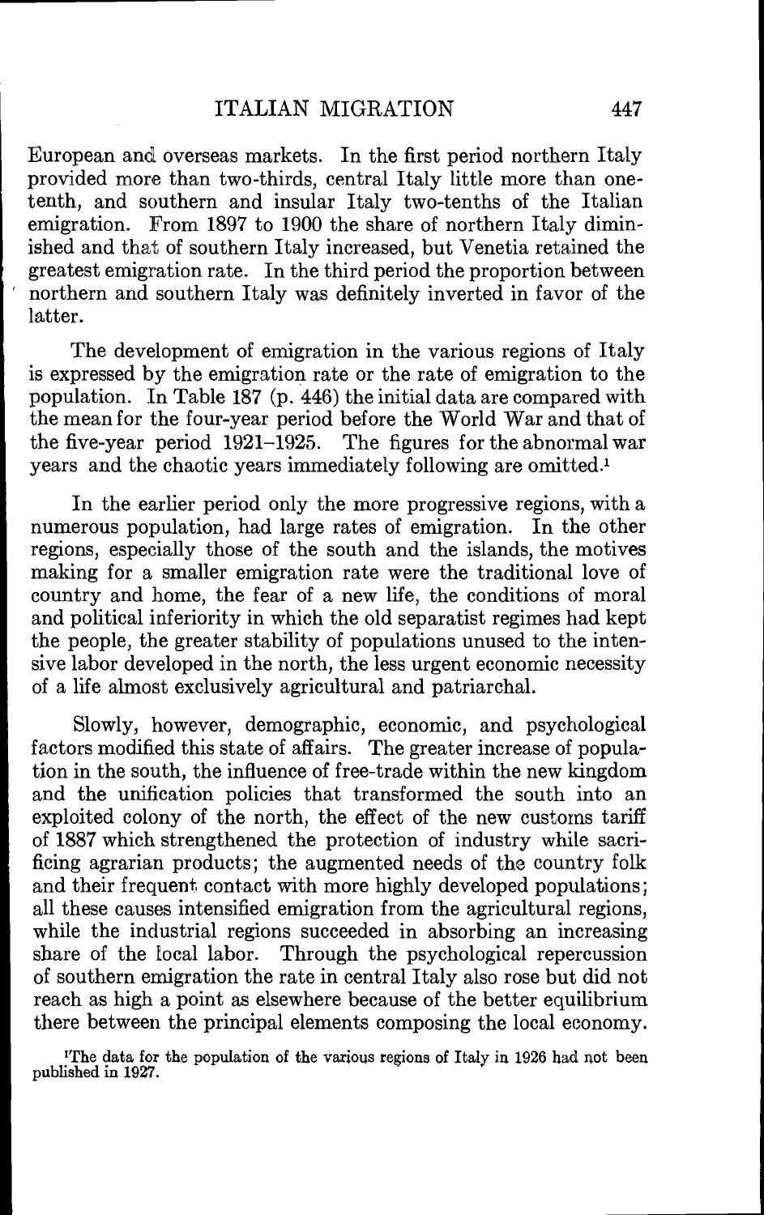European and overseas markets. In the first period northern Italy provided more than two-thirds, central Italy little more than one-tenth, and southern and insular Italy two-tenths of the Italian emigration. From 1897 to 1900 the share of northern Italy diminished and that of southern Italy increased, but Venetia retained the greatest emigration rate. In the third period the proportion between northern and southern Italy was definitely inverted in favor of the latter.

The development of emigration in the various regions of Italy is expressed by the emigration rate or the rate of emigration to the population. In Table 187 (p. 446) the initial data are compared with the mean for the four-year period before the World War and that of the five-year period 1921–1925. The figures for the abnormal war years and the chaotic years immediately following are omitted.[1]

In the earlier period only the more progressive regions, with a numerous population, had large rates of emigration. In the other regions, especially those of the south and the islands, the motives making for a smaller emigration rate were the traditional love of country and home, the fear of a new life, the conditions of moral and political inferiority in which the old separatist regimes had kept the people, the greater stability of populations unused to the intensive labor developed in the north, the less urgent economic necessity of a life almost exclusively agricultural and patriarchal.

Slowly, however, demographic, economic, and psychological factors modified this state of affairs. The greater increase of population in the south, the influence of free-trade within the new kingdom and the unification policies that transformed the south into an exploited colony of the north, the effect of the new customs tariff of 1887 which strengthened the protection of industry while sacrificing agrarian products; the augmented needs of the country folk and their frequent contact with more highly developed populations; all these causes intensified emigration from the agricultural regions, while the industrial regions succeeded in absorbing an increasing share of the local labor. Through the psychological repercussion of southern emigration the rate in central Italy also rose but did not reach as high a point as elsewhere because of the better equilibrium there between the principal elements composing the local economy.

[1] The data for the population of the various regions of Italy in 1926 had not been published in 1927.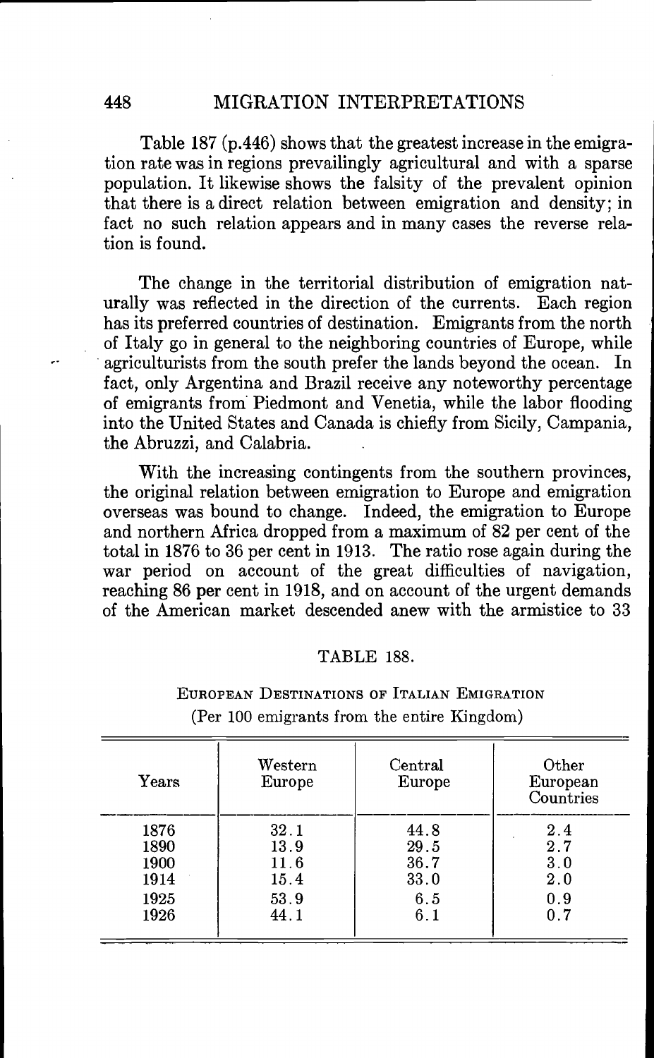Table 187 (p.446) shows that the greatest increase in the emigration rate was in regions prevailingly agricultural and with a sparse population. It likewise shows the falsity of the prevalent opinion that there is a direct relation between emigration and density; in fact no such relation appears and in many cases the reverse relation is found.

The change in the territorial distribution of emigration naturally was reflected in the direction of the currents. Each region has its preferred countries of destination. Emigrants from the north of Italy go in general to the neighboring countries of Europe, while agriculturists from the south prefer the lands beyond the ocean. In fact, only Argentina and Brazil receive any noteworthy percentage of emigrants from Piedmont and Venetia, while the labor flooding into the United States and Canada is chiefly from Sicily, Campania, the Abruzzi, and Calabria.

With the increasing contingents from the southern provinces, the original relation between emigration to Europe and emigration overseas was bound to change. Indeed, the emigration to Europe and northern Africa dropped from a maximum of 82 per cent of the total in 1876 to 36 per cent in 1913. The ratio rose again during the war period on account of the great difficulties of navigation, reaching 86 per cent in 1918, and on account of the urgent demands of the American market descended anew with the armistice to 33

TABLE 188.

EUROPEAN DESTINATIONS OF ITALIAN EMIGRATION
(Per 100 emigrants from the entire Kingdom)

| Years | Western Europe | Central Europe | Other European Countries |
|---|---|---|---|
| 1876 | 32.1 | 44.8 | 2.4 |
| 1890 | 13.9 | 29.5 | 2.7 |
| 1900 | 11.6 | 36.7 | 3.0 |
| 1914 | 15.4 | 33.0 | 2.0 |
| 1925 | 53.9 | 6.5 | 0.9 |
| 1926 | 44.1 | 6.1 | 0.7 |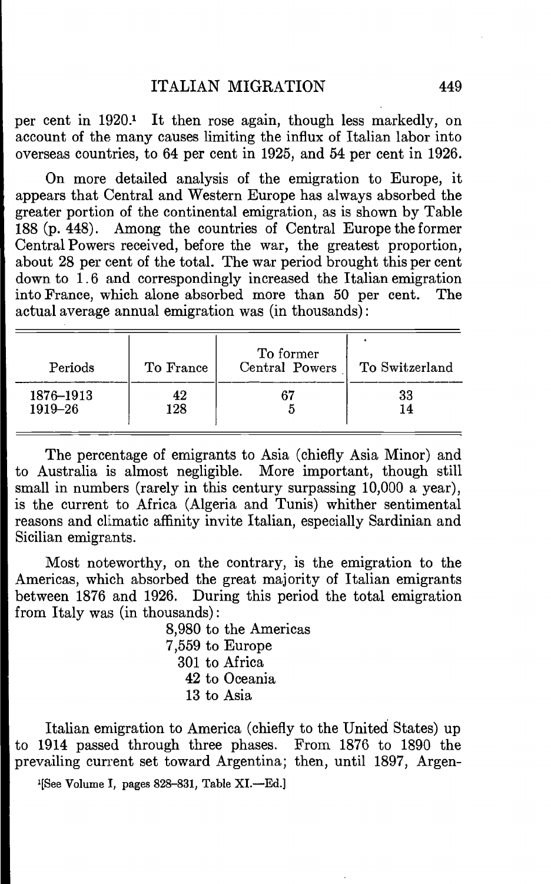per cent in 1920.[1] It then rose again, though less markedly, on account of the many causes limiting the influx of Italian labor into overseas countries, to 64 per cent in 1925, and 54 per cent in 1926.

On more detailed analysis of the emigration to Europe, it appears that Central and Western Europe has always absorbed the greater portion of the continental emigration, as is shown by Table 188 (p. 448). Among the countries of Central Europe the former Central Powers received, before the war, the greatest proportion, about 28 per cent of the total. The war period brought this per cent down to 1.6 and correspondingly increased the Italian emigration into France, which alone absorbed more than 50 per cent. The actual average annual emigration was (in thousands):

| Periods | To France | To former Central Powers | To Switzerland |
|---|---|---|---|
| 1876–1913 | 42 | 67 | 33 |
| 1919–26 | 128 | 5 | 14 |

The percentage of emigrants to Asia (chiefly Asia Minor) and to Australia is almost negligible. More important, though still small in numbers (rarely in this century surpassing 10,000 a year), is the current to Africa (Algeria and Tunis) whither sentimental reasons and climatic affinity invite Italian, especially Sardinian and Sicilian emigrants.

Most noteworthy, on the contrary, is the emigration to the Americas, which absorbed the great majority of Italian emigrants between 1876 and 1926. During this period the total emigration from Italy was (in thousands):

8,980 to the Americas
7,559 to Europe
301 to Africa
42 to Oceania
13 to Asia

Italian emigration to America (chiefly to the United States) up to 1914 passed through three phases. From 1876 to 1890 the prevailing current set toward Argentina; then, until 1897, Argen-

[1][See Volume I, pages 828–831, Table XI.—Ed.]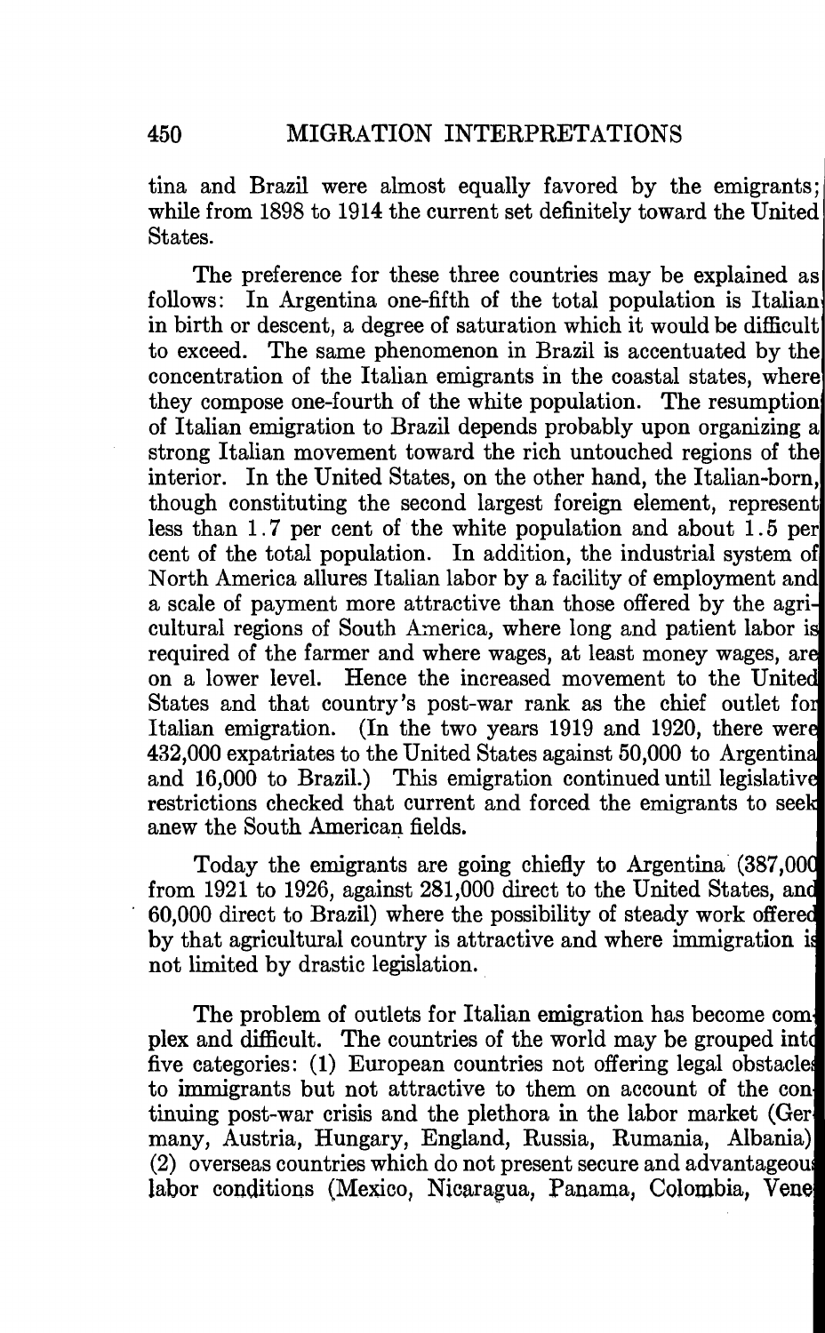tina and Brazil were almost equally favored by the emigrants; while from 1898 to 1914 the current set definitely toward the United States.

The preference for these three countries may be explained as follows: In Argentina one-fifth of the total population is Italian in birth or descent, a degree of saturation which it would be difficult to exceed. The same phenomenon in Brazil is accentuated by the concentration of the Italian emigrants in the coastal states, where they compose one-fourth of the white population. The resumption of Italian emigration to Brazil depends probably upon organizing a strong Italian movement toward the rich untouched regions of the interior. In the United States, on the other hand, the Italian-born, though constituting the second largest foreign element, represent less than 1.7 per cent of the white population and about 1.5 per cent of the total population. In addition, the industrial system of North America allures Italian labor by a facility of employment and a scale of payment more attractive than those offered by the agricultural regions of South America, where long and patient labor is required of the farmer and where wages, at least money wages, are on a lower level. Hence the increased movement to the United States and that country's post-war rank as the chief outlet for Italian emigration. (In the two years 1919 and 1920, there were 432,000 expatriates to the United States against 50,000 to Argentina and 16,000 to Brazil.) This emigration continued until legislative restrictions checked that current and forced the emigrants to seek anew the South American fields.

Today the emigrants are going chiefly to Argentina (387,000 from 1921 to 1926, against 281,000 direct to the United States, and 60,000 direct to Brazil) where the possibility of steady work offered by that agricultural country is attractive and where immigration is not limited by drastic legislation.

The problem of outlets for Italian emigration has become complex and difficult. The countries of the world may be grouped into five categories: (1) European countries not offering legal obstacles to immigrants but not attractive to them on account of the continuing post-war crisis and the plethora in the labor market (Germany, Austria, Hungary, England, Russia, Rumania, Albania) (2) overseas countries which do not present secure and advantageous labor conditions (Mexico, Nicaragua, Panama, Colombia, Vene-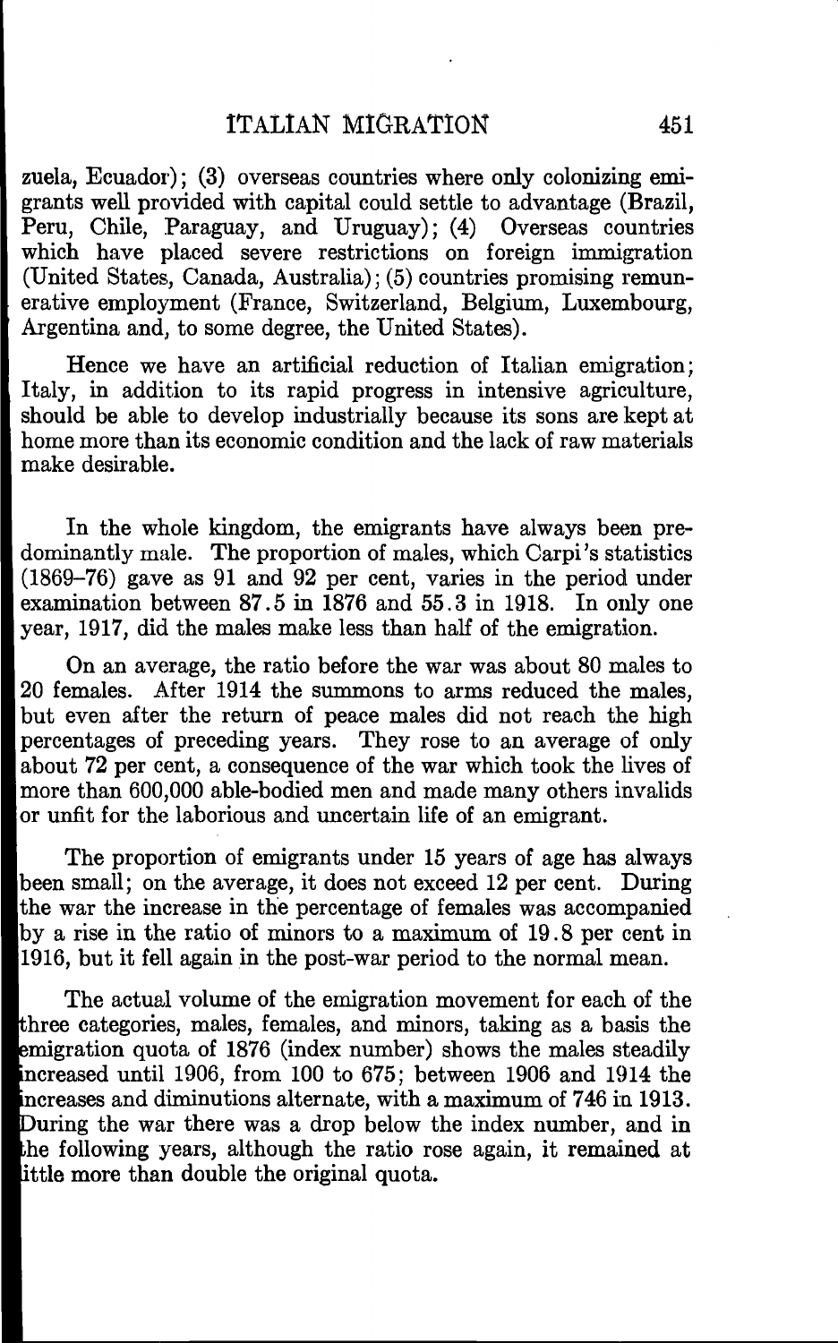zuela, Ecuador); (3) overseas countries where only colonizing emigrants well provided with capital could settle to advantage (Brazil, Peru, Chile, Paraguay, and Uruguay); (4) Overseas countries which have placed severe restrictions on foreign immigration (United States, Canada, Australia); (5) countries promising remunerative employment (France, Switzerland, Belgium, Luxembourg, Argentina and, to some degree, the United States).

Hence we have an artificial reduction of Italian emigration; Italy, in addition to its rapid progress in intensive agriculture, should be able to develop industrially because its sons are kept at home more than its economic condition and the lack of raw materials make desirable.

In the whole kingdom, the emigrants have always been predominantly male. The proportion of males, which Carpi's statistics (1869–76) gave as 91 and 92 per cent, varies in the period under examination between 87.5 in 1876 and 55.3 in 1918. In only one year, 1917, did the males make less than half of the emigration.

On an average, the ratio before the war was about 80 males to 20 females. After 1914 the summons to arms reduced the males, but even after the return of peace males did not reach the high percentages of preceding years. They rose to an average of only about 72 per cent, a consequence of the war which took the lives of more than 600,000 able-bodied men and made many others invalids or unfit for the laborious and uncertain life of an emigrant.

The proportion of emigrants under 15 years of age has always been small; on the average, it does not exceed 12 per cent. During the war the increase in the percentage of females was accompanied by a rise in the ratio of minors to a maximum of 19.8 per cent in 1916, but it fell again in the post-war period to the normal mean.

The actual volume of the emigration movement for each of the three categories, males, females, and minors, taking as a basis the emigration quota of 1876 (index number) shows the males steadily increased until 1906, from 100 to 675; between 1906 and 1914 the increases and diminutions alternate, with a maximum of 746 in 1913. During the war there was a drop below the index number, and in the following years, although the ratio rose again, it remained at little more than double the original quota.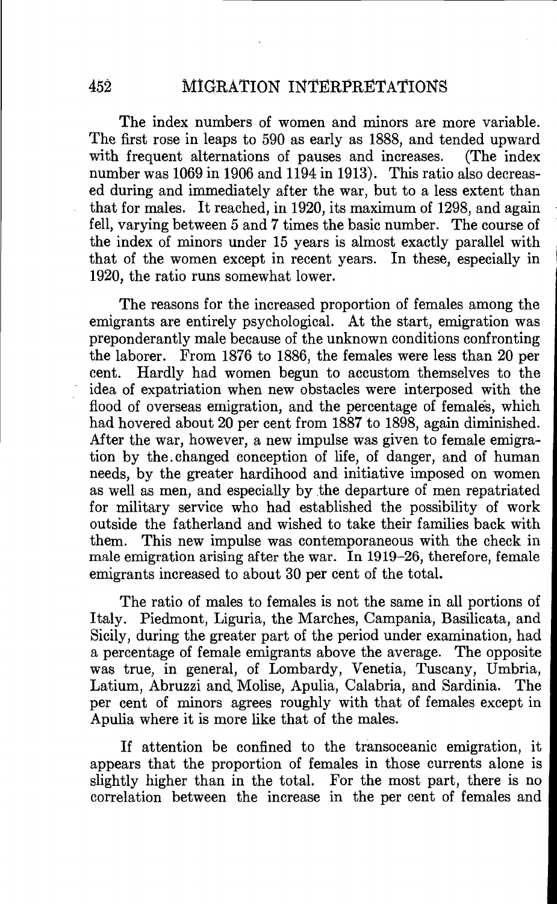The index numbers of women and minors are more variable. The first rose in leaps to 590 as early as 1888, and tended upward with frequent alternations of pauses and increases. (The index number was 1069 in 1906 and 1194 in 1913). This ratio also decreased during and immediately after the war, but to a less extent than that for males. It reached, in 1920, its maximum of 1298, and again fell, varying between 5 and 7 times the basic number. The course of the index of minors under 15 years is almost exactly parallel with that of the women except in recent years. In these, especially in 1920, the ratio runs somewhat lower.

The reasons for the increased proportion of females among the emigrants are entirely psychological. At the start, emigration was preponderantly male because of the unknown conditions confronting the laborer. From 1876 to 1886, the females were less than 20 per cent. Hardly had women begun to accustom themselves to the idea of expatriation when new obstacles were interposed with the flood of overseas emigration, and the percentage of females, which had hovered about 20 per cent from 1887 to 1898, again diminished. After the war, however, a new impulse was given to female emigration by the changed conception of life, of danger, and of human needs, by the greater hardihood and initiative imposed on women as well as men, and especially by the departure of men repatriated for military service who had established the possibility of work outside the fatherland and wished to take their families back with them. This new impulse was contemporaneous with the check in male emigration arising after the war. In 1919–26, therefore, female emigrants increased to about 30 per cent of the total.

The ratio of males to females is not the same in all portions of Italy. Piedmont, Liguria, the Marches, Campania, Basilicata, and Sicily, during the greater part of the period under examination, had a percentage of female emigrants above the average. The opposite was true, in general, of Lombardy, Venetia, Tuscany, Umbria, Latium, Abruzzi and Molise, Apulia, Calabria, and Sardinia. The per cent of minors agrees roughly with that of females except in Apulia where it is more like that of the males.

If attention be confined to the transoceanic emigration, it appears that the proportion of females in those currents alone is slightly higher than in the total. For the most part, there is no correlation between the increase in the per cent of females and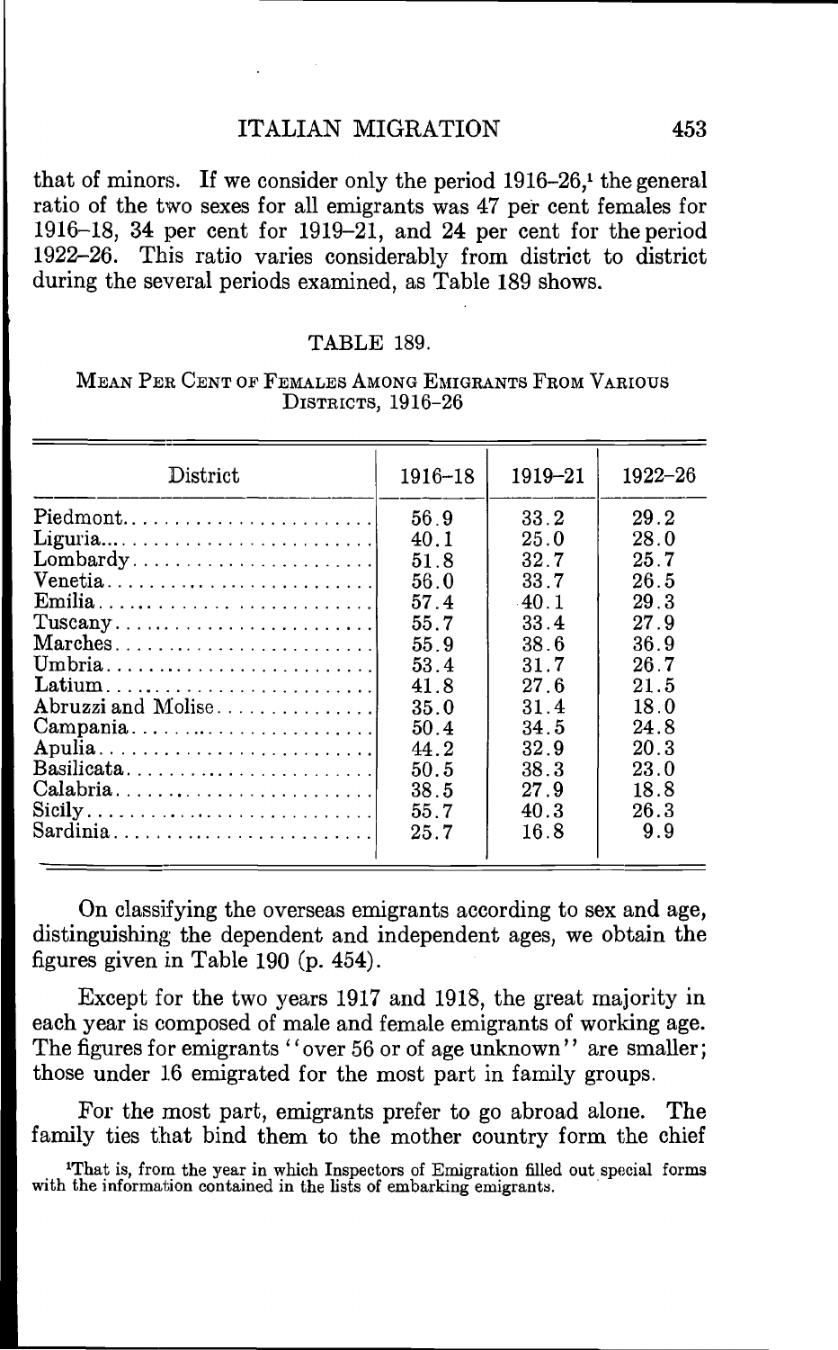that of minors. If we consider only the period 1916–26,[1] the general ratio of the two sexes for all emigrants was 47 per cent females for 1916–18, 34 per cent for 1919–21, and 24 per cent for the period 1922–26. This ratio varies considerably from district to district during the several periods examined, as Table 189 shows.

TABLE 189.

MEAN PER CENT OF FEMALES AMONG EMIGRANTS FROM VARIOUS DISTRICTS, 1916–26

| District | 1916–18 | 1919–21 | 1922–26 |
|---|---|---|---|
| Piedmont | 56.9 | 33.2 | 29.2 |
| Liguria | 40.1 | 25.0 | 28.0 |
| Lombardy | 51.8 | 32.7 | 25.7 |
| Venetia | 56.0 | 33.7 | 26.5 |
| Emilia | 57.4 | 40.1 | 29.3 |
| Tuscany | 55.7 | 33.4 | 27.9 |
| Marches | 55.9 | 38.6 | 36.9 |
| Umbria | 53.4 | 31.7 | 26.7 |
| Latium | 41.8 | 27.6 | 21.5 |
| Abruzzi and Molise | 35.0 | 31.4 | 18.0 |
| Campania | 50.4 | 34.5 | 24.8 |
| Apulia | 44.2 | 32.9 | 20.3 |
| Basilicata | 50.5 | 38.3 | 23.0 |
| Calabria | 38.5 | 27.9 | 18.8 |
| Sicily | 55.7 | 40.3 | 26.3 |
| Sardinia | 25.7 | 16.8 | 9.9 |

On classifying the overseas emigrants according to sex and age, distinguishing the dependent and independent ages, we obtain the figures given in Table 190 (p. 454).

Except for the two years 1917 and 1918, the great majority in each year is composed of male and female emigrants of working age. The figures for emigrants "over 56 or of age unknown" are smaller; those under 16 emigrated for the most part in family groups.

For the most part, emigrants prefer to go abroad alone. The family ties that bind them to the mother country form the chief

[1]That is, from the year in which Inspectors of Emigration filled out special forms with the information contained in the lists of embarking emigrants.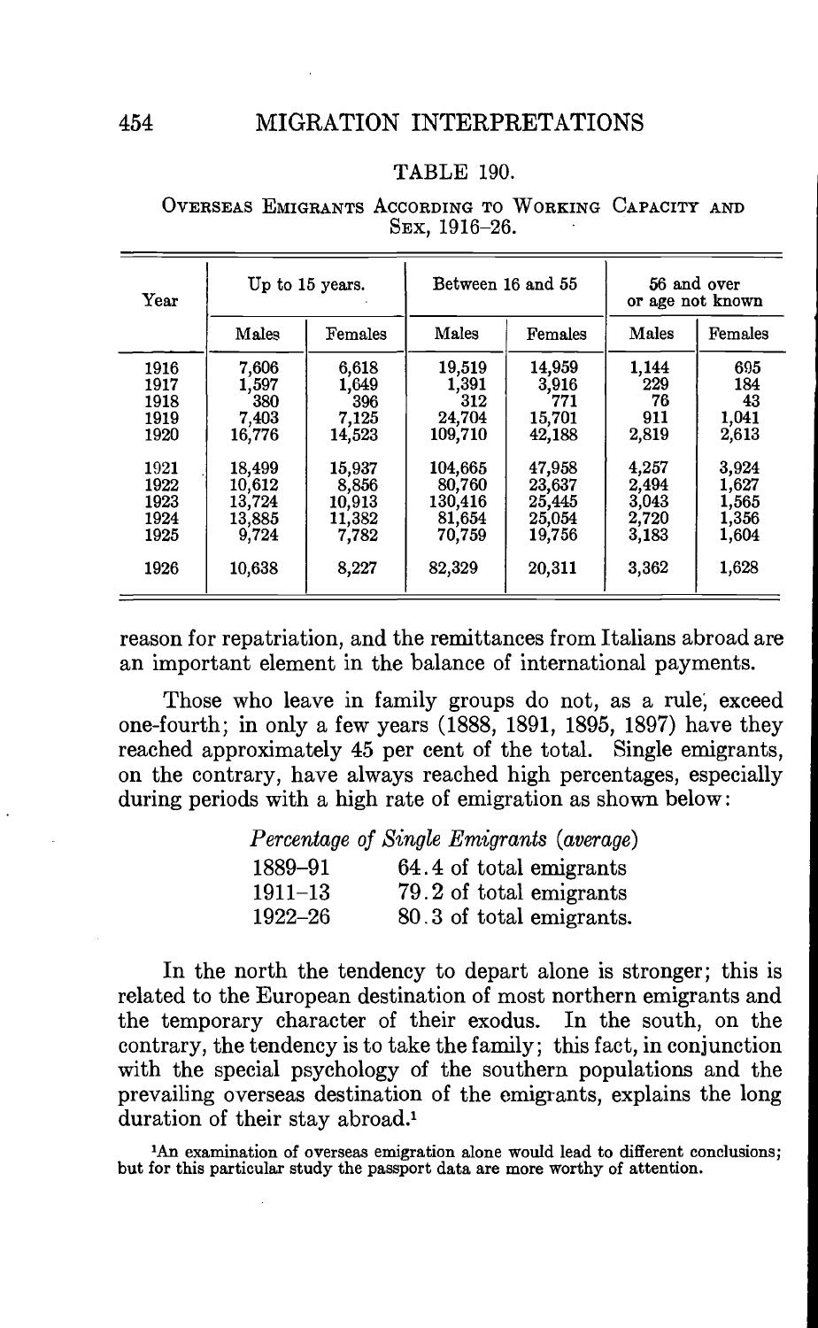TABLE 190.

OVERSEAS EMIGRANTS ACCORDING TO WORKING CAPACITY AND SEX, 1916–26.

| Year | Up to 15 years. | | Between 16 and 55 | | 56 and over or age not known | |
|---|---|---|---|---|---|---|
| | Males | Females | Males | Females | Males | Females |
| 1916 | 7,606 | 6,618 | 19,519 | 14,959 | 1,144 | 695 |
| 1917 | 1,597 | 1,649 | 1,391 | 3,916 | 229 | 184 |
| 1918 | 380 | 396 | 312 | 771 | 76 | 43 |
| 1919 | 7,403 | 7,125 | 24,704 | 15,701 | 911 | 1,041 |
| 1920 | 16,776 | 14,523 | 109,710 | 42,188 | 2,819 | 2,613 |
| 1921 | 18,499 | 15,937 | 104,665 | 47,958 | 4,257 | 3,924 |
| 1922 | 10,612 | 8,856 | 80,760 | 23,637 | 2,494 | 1,627 |
| 1923 | 13,724 | 10,913 | 130,416 | 25,445 | 3,043 | 1,565 |
| 1924 | 13,885 | 11,382 | 81,654 | 25,054 | 2,720 | 1,356 |
| 1925 | 9,724 | 7,782 | 70,759 | 19,756 | 3,183 | 1,604 |
| 1926 | 10,638 | 8,227 | 82,329 | 20,311 | 3,362 | 1,628 |

reason for repatriation, and the remittances from Italians abroad are an important element in the balance of international payments.

Those who leave in family groups do not, as a rule, exceed one-fourth; in only a few years (1888, 1891, 1895, 1897) have they reached approximately 45 per cent of the total. Single emigrants, on the contrary, have always reached high percentages, especially during periods with a high rate of emigration as shown below:

*Percentage of Single Emigrants (average)*

| | |
|---|---|
| 1889–91 | 64.4 of total emigrants |
| 1911–13 | 79.2 of total emigrants |
| 1922–26 | 80.3 of total emigrants. |

In the north the tendency to depart alone is stronger; this is related to the European destination of most northern emigrants and the temporary character of their exodus. In the south, on the contrary, the tendency is to take the family; this fact, in conjunction with the special psychology of the southern populations and the prevailing overseas destination of the emigrants, explains the long duration of their stay abroad.[1]

[1] An examination of overseas emigration alone would lead to different conclusions; but for this particular study the passport data are more worthy of attention.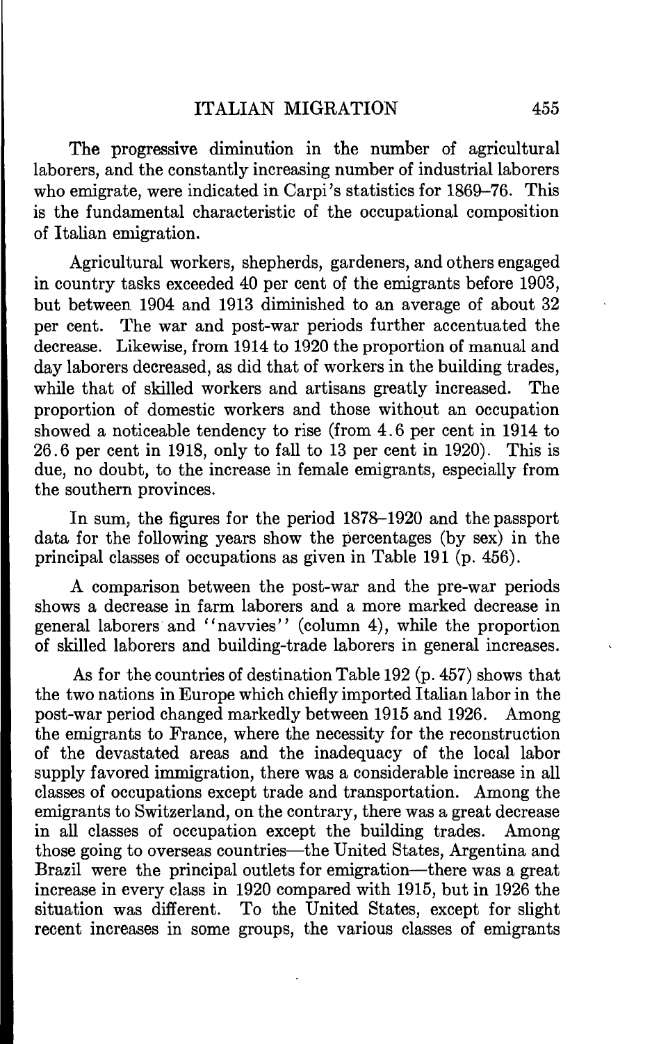The progressive diminution in the number of agricultural laborers, and the constantly increasing number of industrial laborers who emigrate, were indicated in Carpi's statistics for 1869–76. This is the fundamental characteristic of the occupational composition of Italian emigration.

Agricultural workers, shepherds, gardeners, and others engaged in country tasks exceeded 40 per cent of the emigrants before 1903, but between 1904 and 1913 diminished to an average of about 32 per cent. The war and post-war periods further accentuated the decrease. Likewise, from 1914 to 1920 the proportion of manual and day laborers decreased, as did that of workers in the building trades, while that of skilled workers and artisans greatly increased. The proportion of domestic workers and those without an occupation showed a noticeable tendency to rise (from 4.6 per cent in 1914 to 26.6 per cent in 1918, only to fall to 13 per cent in 1920). This is due, no doubt, to the increase in female emigrants, especially from the southern provinces.

In sum, the figures for the period 1878–1920 and the passport data for the following years show the percentages (by sex) in the principal classes of occupations as given in Table 191 (p. 456).

A comparison between the post-war and the pre-war periods shows a decrease in farm laborers and a more marked decrease in general laborers and "navvies" (column 4), while the proportion of skilled laborers and building-trade laborers in general increases.

As for the countries of destination Table 192 (p. 457) shows that the two nations in Europe which chiefly imported Italian labor in the post-war period changed markedly between 1915 and 1926. Among the emigrants to France, where the necessity for the reconstruction of the devastated areas and the inadequacy of the local labor supply favored immigration, there was a considerable increase in all classes of occupations except trade and transportation. Among the emigrants to Switzerland, on the contrary, there was a great decrease in all classes of occupation except the building trades. Among those going to overseas countries—the United States, Argentina and Brazil were the principal outlets for emigration—there was a great increase in every class in 1920 compared with 1915, but in 1926 the situation was different. To the United States, except for slight recent increases in some groups, the various classes of emigrants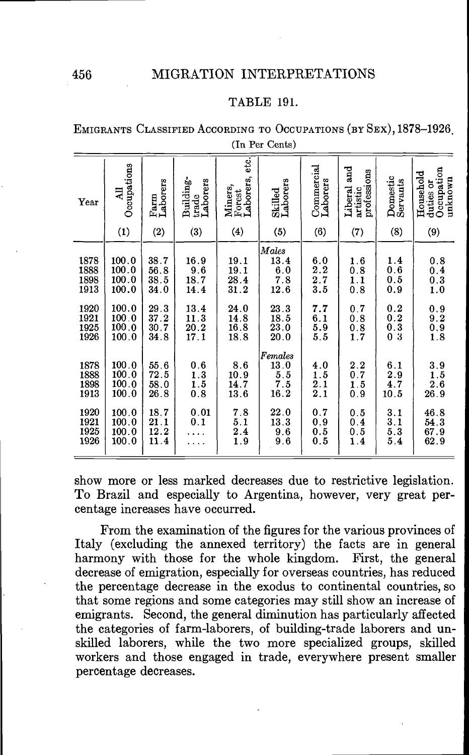## TABLE 191.

Emigrants Classified According to Occupations (by Sex), 1878–1926.

(In Per Cents)

| Year | All Occupations (1) | Farm Laborers (2) | Building-trade Laborers (3) | Miners, Forest Laborers, etc. (4) | Skilled Laborers (5) | Commercial Laborers (6) | Liberal and artistic professions (7) | Domestic Servants (8) | Household duties or Occupation unknown (9) |
|---|---|---|---|---|---|---|---|---|---|
| | | | | | *Males* | | | | |
| 1878 | 100.0 | 38.7 | 16.9 | 19.1 | 13.4 | 6.0 | 1.6 | 1.4 | 0.8 |
| 1888 | 100.0 | 56.8 | 9.6 | 19.1 | 6.0 | 2.2 | 0.8 | 0.6 | 0.4 |
| 1898 | 100.0 | 38.5 | 18.7 | 28.4 | 7.8 | 2.7 | 1.1 | 0.5 | 0.3 |
| 1913 | 100.0 | 34.0 | 14.4 | 31.2 | 12.6 | 3.5 | 0.8 | 0.9 | 1.0 |
| 1920 | 100.0 | 29.3 | 13.4 | 24.0 | 23.3 | 7.7 | 0.7 | 0.2 | 0.9 |
| 1921 | 100.0 | 37.2 | 11.3 | 14.8 | 18.5 | 6.1 | 0.8 | 0.2 | 9.2 |
| 1925 | 100.0 | 30.7 | 20.2 | 16.8 | 23.0 | 5.9 | 0.8 | 0.3 | 0.9 |
| 1926 | 100.0 | 34.8 | 17.1 | 18.8 | 20.0 | 5.5 | 1.7 | 0 3 | 1.8 |
| | | | | | *Females* | | | | |
| 1878 | 100.0 | 55.6 | 0.6 | 8.6 | 13.0 | 4.0 | 2.2 | 6.1 | 3.9 |
| 1888 | 100.0 | 72.5 | 1.3 | 10.9 | 5.5 | 1.5 | 0.7 | 2.9 | 1.5 |
| 1898 | 100.0 | 58.0 | 1.5 | 14.7 | 7.5 | 2.1 | 1.5 | 4.7 | 2.6 |
| 1913 | 100.0 | 26.8 | 0.8 | 13.6 | 16.2 | 2.1 | 0.9 | 10.5 | 26.9 |
| 1920 | 100.0 | 18.7 | 0.01 | 7.8 | 22.0 | 0.7 | 0.5 | 3.1 | 46.8 |
| 1921 | 100.0 | 21.1 | 0.1 | 5.1 | 13.3 | 0.9 | 0.4 | 3.1 | 54.3 |
| 1925 | 100.0 | 12.2 | .... | 2.4 | 9.6 | 0.5 | 0.5 | 5.3 | 67.9 |
| 1926 | 100.0 | 11.4 | .... | 1.9 | 9.6 | 0.5 | 1.4 | 5.4 | 62.9 |

show more or less marked decreases due to restrictive legislation. To Brazil and especially to Argentina, however, very great percentage increases have occurred.

From the examination of the figures for the various provinces of Italy (excluding the annexed territory) the facts are in general harmony with those for the whole kingdom. First, the general decrease of emigration, especially for overseas countries, has reduced the percentage decrease in the exodus to continental countries, so that some regions and some categories may still show an increase of emigrants. Second, the general diminution has particularly affected the categories of farm-laborers, of building-trade laborers and unskilled laborers, while the two more specialized groups, skilled workers and those engaged in trade, everywhere present smaller percentage decreases.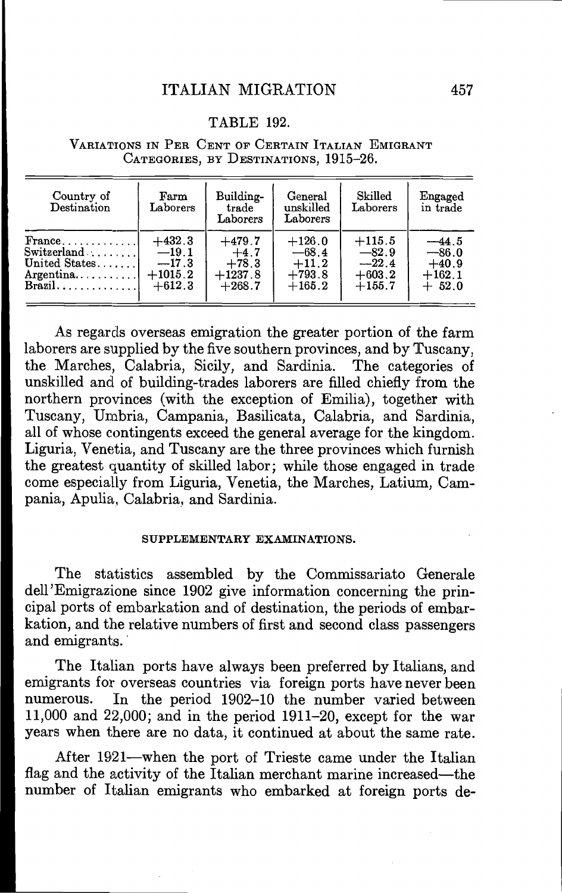TABLE 192.

VARIATIONS IN PER CENT OF CERTAIN ITALIAN EMIGRANT CATEGORIES, BY DESTINATIONS, 1915–26.

| Country of Destination | Farm Laborers | Building-trade Laborers | General unskilled Laborers | Skilled Laborers | Engaged in trade |
|---|---|---|---|---|---|
| France | +432.3 | +479.7 | +126.0 | +115.5 | —44.5 |
| Switzerland | —19.1 | +4.7 | —68.4 | —82.9 | —86.0 |
| United States | —17.3 | +78.3 | +11.2 | —22.4 | +40.9 |
| Argentina | +1015.2 | +1237.8 | +793.8 | +603.2 | +162.1 |
| Brazil | +612.3 | +268.7 | +165.2 | +155.7 | + 52.0 |

As regards overseas emigration the greater portion of the farm laborers are supplied by the five southern provinces, and by Tuscany, the Marches, Calabria, Sicily, and Sardinia. The categories of unskilled and of building-trades laborers are filled chiefly from the northern provinces (with the exception of Emilia), together with Tuscany, Umbria, Campania, Basilicata, Calabria, and Sardinia, all of whose contingents exceed the general average for the kingdom. Liguria, Venetia, and Tuscany are the three provinces which furnish the greatest quantity of skilled labor; while those engaged in trade come especially from Liguria, Venetia, the Marches, Latium, Campania, Apulia, Calabria, and Sardinia.

### SUPPLEMENTARY EXAMINATIONS.

The statistics assembled by the Commissariato Generale dell'Emigrazione since 1902 give information concerning the principal ports of embarkation and of destination, the periods of embarkation, and the relative numbers of first and second class passengers and emigrants.

The Italian ports have always been preferred by Italians, and emigrants for overseas countries via foreign ports have never been numerous. In the period 1902–10 the number varied between 11,000 and 22,000; and in the period 1911–20, except for the war years when there are no data, it continued at about the same rate.

After 1921—when the port of Trieste came under the Italian flag and the activity of the Italian merchant marine increased—the number of Italian emigrants who embarked at foreign ports de-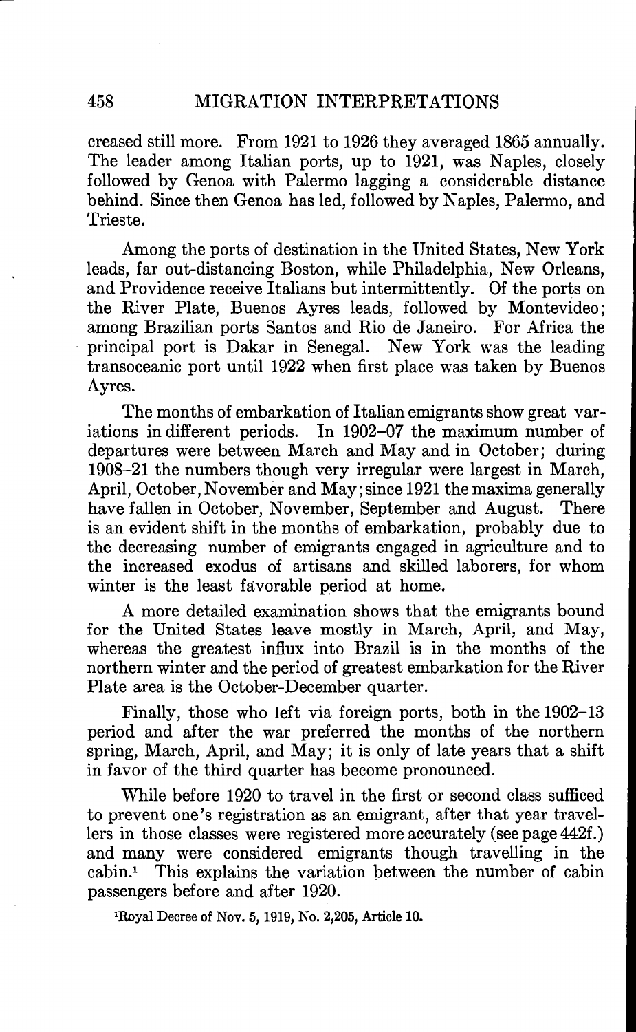creased still more. From 1921 to 1926 they averaged 1865 annually. The leader among Italian ports, up to 1921, was Naples, closely followed by Genoa with Palermo lagging a considerable distance behind. Since then Genoa has led, followed by Naples, Palermo, and Trieste.

Among the ports of destination in the United States, New York leads, far out-distancing Boston, while Philadelphia, New Orleans, and Providence receive Italians but intermittently. Of the ports on the River Plate, Buenos Ayres leads, followed by Montevideo; among Brazilian ports Santos and Rio de Janeiro. For Africa the principal port is Dakar in Senegal. New York was the leading transoceanic port until 1922 when first place was taken by Buenos Ayres.

The months of embarkation of Italian emigrants show great variations in different periods. In 1902–07 the maximum number of departures were between March and May and in October; during 1908–21 the numbers though very irregular were largest in March, April, October, November and May; since 1921 the maxima generally have fallen in October, November, September and August. There is an evident shift in the months of embarkation, probably due to the decreasing number of emigrants engaged in agriculture and to the increased exodus of artisans and skilled laborers, for whom winter is the least favorable period at home.

A more detailed examination shows that the emigrants bound for the United States leave mostly in March, April, and May, whereas the greatest influx into Brazil is in the months of the northern winter and the period of greatest embarkation for the River Plate area is the October-December quarter.

Finally, those who left via foreign ports, both in the 1902–13 period and after the war preferred the months of the northern spring, March, April, and May; it is only of late years that a shift in favor of the third quarter has become pronounced.

While before 1920 to travel in the first or second class sufficed to prevent one's registration as an emigrant, after that year travellers in those classes were registered more accurately (see page 442f.) and many were considered emigrants though travelling in the cabin.[1] This explains the variation between the number of cabin passengers before and after 1920.

[1]Royal Decree of Nov. 5, 1919, No. 2,205, Article 10.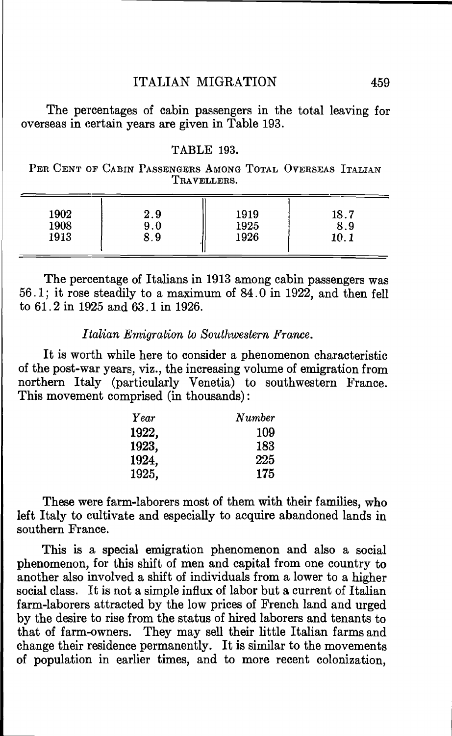The percentages of cabin passengers in the total leaving for overseas in certain years are given in Table 193.

TABLE 193.

PER CENT OF CABIN PASSENGERS AMONG TOTAL OVERSEAS ITALIAN TRAVELLERS.

| | | | |
|---|---|---|---|
| 1902 | 2.9 | 1919 | 18.7 |
| 1908 | 9.0 | 1925 | 8.9 |
| 1913 | 8.9 | 1926 | 10.1 |

The percentage of Italians in 1913 among cabin passengers was 56.1; it rose steadily to a maximum of 84.0 in 1922, and then fell to 61.2 in 1925 and 63.1 in 1926.

*Italian Emigration to Southwestern France.*

It is worth while here to consider a phenomenon characteristic of the post-war years, viz., the increasing volume of emigration from northern Italy (particularly Venetia) to southwestern France. This movement comprised (in thousands):

| *Year* | *Number* |
|---|---|
| 1922, | 109 |
| 1923, | 183 |
| 1924, | 225 |
| 1925, | 175 |

These were farm-laborers most of them with their families, who left Italy to cultivate and especially to acquire abandoned lands in southern France.

This is a special emigration phenomenon and also a social phenomenon, for this shift of men and capital from one country to another also involved a shift of individuals from a lower to a higher social class. It is not a simple influx of labor but a current of Italian farm-laborers attracted by the low prices of French land and urged by the desire to rise from the status of hired laborers and tenants to that of farm-owners. They may sell their little Italian farms and change their residence permanently. It is similar to the movements of population in earlier times, and to more recent colonization,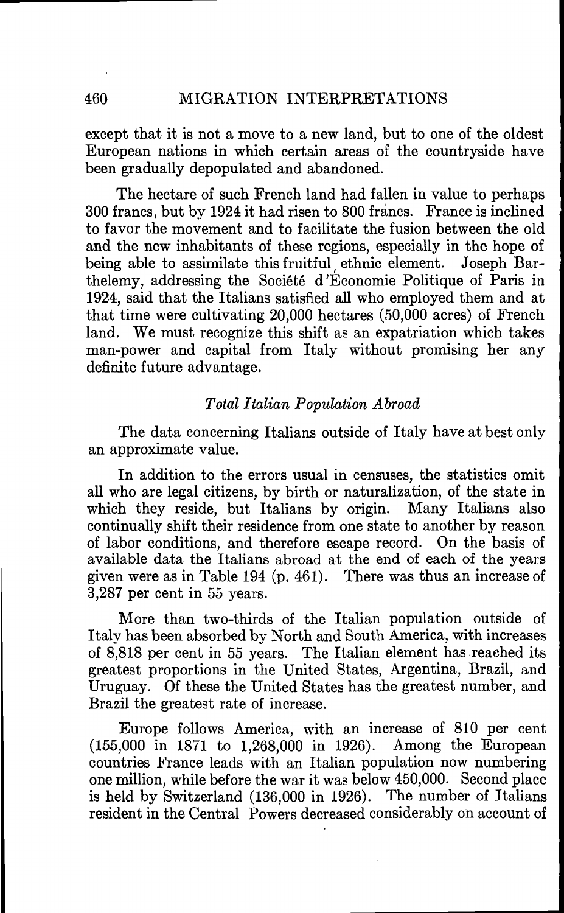except that it is not a move to a new land, but to one of the oldest European nations in which certain areas of the countryside have been gradually depopulated and abandoned.

The hectare of such French land had fallen in value to perhaps 300 francs, but by 1924 it had risen to 800 francs. France is inclined to favor the movement and to facilitate the fusion between the old and the new inhabitants of these regions, especially in the hope of being able to assimilate this fruitful ethnic element. Joseph Barthelemy, addressing the Société d'Économie Politique of Paris in 1924, said that the Italians satisfied all who employed them and at that time were cultivating 20,000 hectares (50,000 acres) of French land. We must recognize this shift as an expatriation which takes man-power and capital from Italy without promising her any definite future advantage.

### *Total Italian Population Abroad*

The data concerning Italians outside of Italy have at best only an approximate value.

In addition to the errors usual in censuses, the statistics omit all who are legal citizens, by birth or naturalization, of the state in which they reside, but Italians by origin. Many Italians also continually shift their residence from one state to another by reason of labor conditions, and therefore escape record. On the basis of available data the Italians abroad at the end of each of the years given were as in Table 194 (p. 461). There was thus an increase of 3,287 per cent in 55 years.

More than two-thirds of the Italian population outside of Italy has been absorbed by North and South America, with increases of 8,818 per cent in 55 years. The Italian element has reached its greatest proportions in the United States, Argentina, Brazil, and Uruguay. Of these the United States has the greatest number, and Brazil the greatest rate of increase.

Europe follows America, with an increase of 810 per cent (155,000 in 1871 to 1,268,000 in 1926). Among the European countries France leads with an Italian population now numbering one million, while before the war it was below 450,000. Second place is held by Switzerland (136,000 in 1926). The number of Italians resident in the Central Powers decreased considerably on account of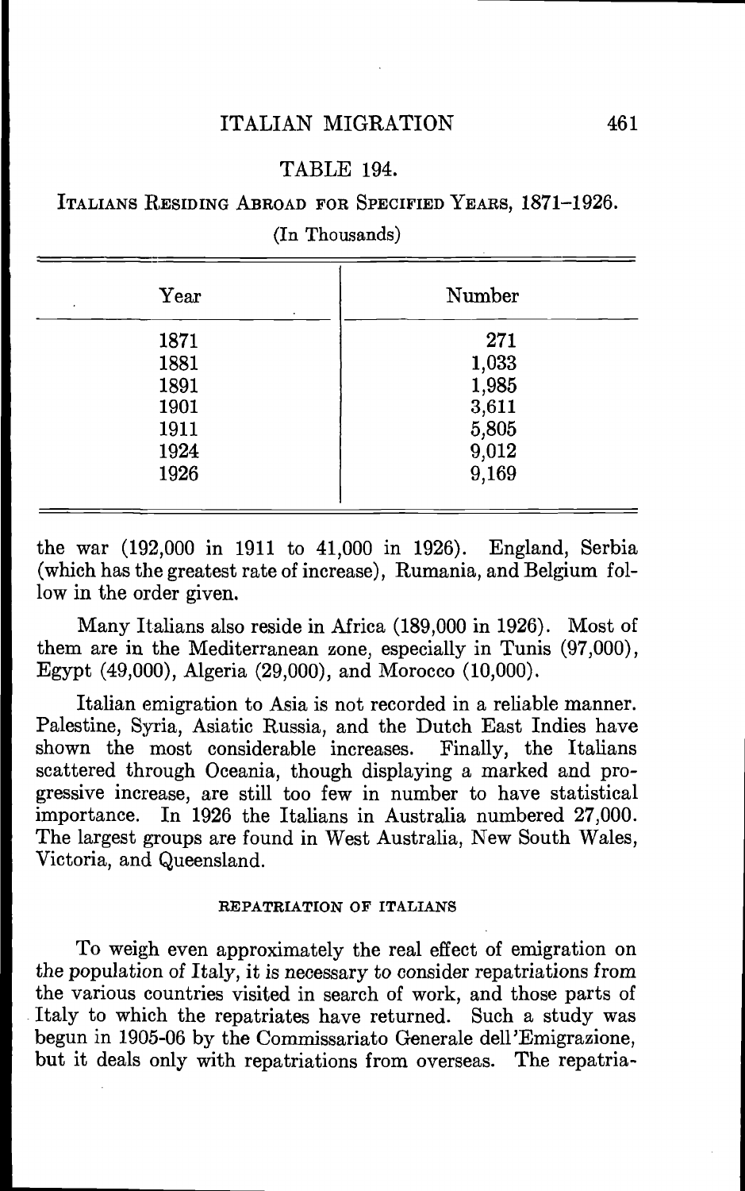TABLE 194.

ITALIANS RESIDING ABROAD FOR SPECIFIED YEARS, 1871–1926.

(In Thousands)

| Year | Number |
|---|---|
| 1871 | 271 |
| 1881 | 1,033 |
| 1891 | 1,985 |
| 1901 | 3,611 |
| 1911 | 5,805 |
| 1924 | 9,012 |
| 1926 | 9,169 |

the war (192,000 in 1911 to 41,000 in 1926). England, Serbia (which has the greatest rate of increase), Rumania, and Belgium follow in the order given.

Many Italians also reside in Africa (189,000 in 1926). Most of them are in the Mediterranean zone, especially in Tunis (97,000), Egypt (49,000), Algeria (29,000), and Morocco (10,000).

Italian emigration to Asia is not recorded in a reliable manner. Palestine, Syria, Asiatic Russia, and the Dutch East Indies have shown the most considerable increases. Finally, the Italians scattered through Oceania, though displaying a marked and progressive increase, are still too few in number to have statistical importance. In 1926 the Italians in Australia numbered 27,000. The largest groups are found in West Australia, New South Wales, Victoria, and Queensland.

#### REPATRIATION OF ITALIANS

To weigh even approximately the real effect of emigration on the population of Italy, it is necessary to consider repatriations from the various countries visited in search of work, and those parts of Italy to which the repatriates have returned. Such a study was begun in 1905-06 by the Commissariato Generale dell'Emigrazione, but it deals only with repatriations from overseas. The repatria-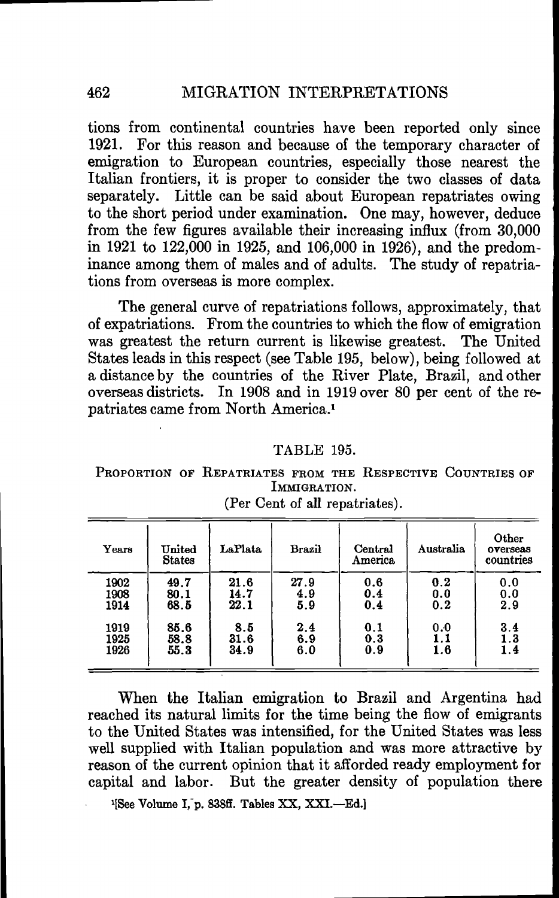tions from continental countries have been reported only since 1921. For this reason and because of the temporary character of emigration to European countries, especially those nearest the Italian frontiers, it is proper to consider the two classes of data separately. Little can be said about European repatriates owing to the short period under examination. One may, however, deduce from the few figures available their increasing influx (from 30,000 in 1921 to 122,000 in 1925, and 106,000 in 1926), and the predominance among them of males and of adults. The study of repatriations from overseas is more complex.

The general curve of repatriations follows, approximately, that of expatriations. From the countries to which the flow of emigration was greatest the return current is likewise greatest. The United States leads in this respect (see Table 195, below), being followed at a distance by the countries of the River Plate, Brazil, and other overseas districts. In 1908 and in 1919 over 80 per cent of the repatriates came from North America.[1]

TABLE 195.

PROPORTION OF REPATRIATES FROM THE RESPECTIVE COUNTRIES OF IMMIGRATION.

(Per Cent of all repatriates).

| Years | United States | LaPlata | Brazil | Central America | Australia | Other overseas countries |
|---|---|---|---|---|---|---|
| 1902 | 49.7 | 21.6 | 27.9 | 0.6 | 0.2 | 0.0 |
| 1908 | 80.1 | 14.7 | 4.9 | 0.4 | 0.0 | 0.0 |
| 1914 | 68.5 | 22.1 | 5.9 | 0.4 | 0.2 | 2.9 |
| 1919 | 85.6 | 8.5 | 2.4 | 0.1 | 0.0 | 3.4 |
| 1925 | 58.8 | 31.6 | 6.9 | 0.3 | 1.1 | 1.3 |
| 1926 | 55.3 | 34.9 | 6.0 | 0.9 | 1.6 | 1.4 |

When the Italian emigration to Brazil and Argentina had reached its natural limits for the time being the flow of emigrants to the United States was intensified, for the United States was less well supplied with Italian population and was more attractive by reason of the current opinion that it afforded ready employment for capital and labor. But the greater density of population there

[1] [See Volume I, p. 838ff. Tables XX, XXI.—Ed.]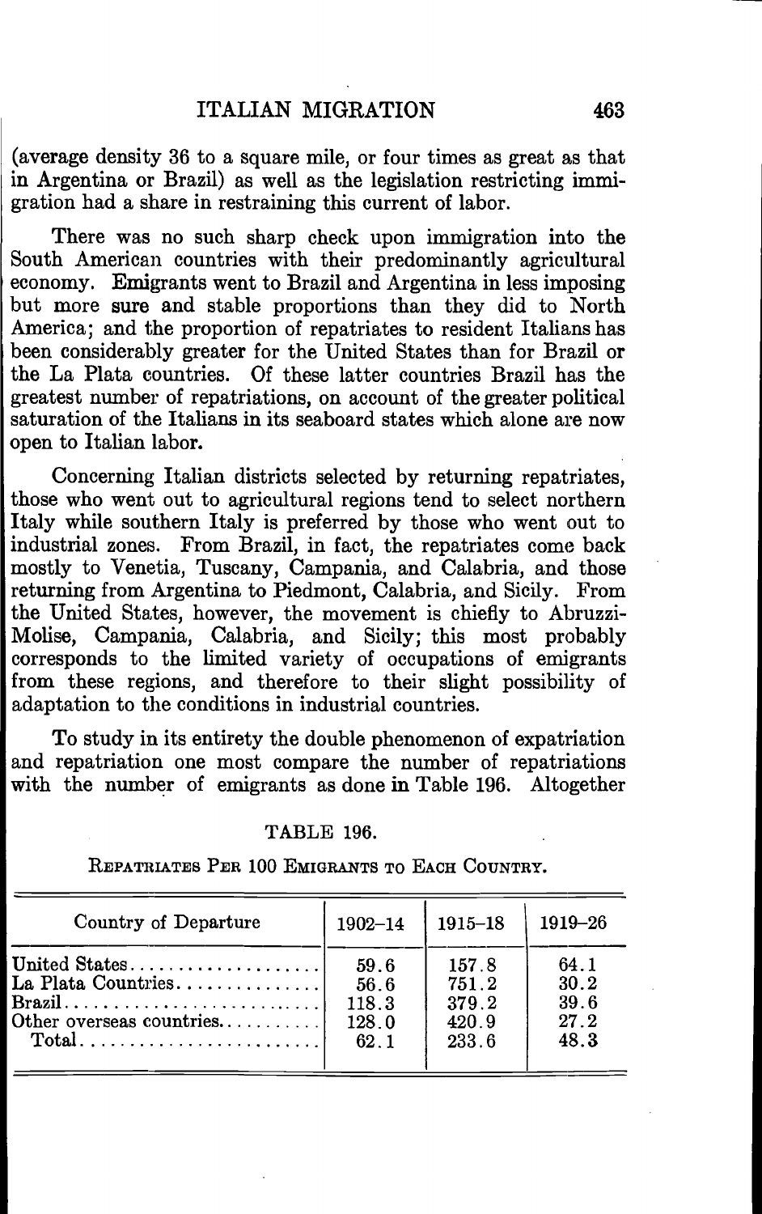(average density 36 to a square mile, or four times as great as that in Argentina or Brazil) as well as the legislation restricting immigration had a share in restraining this current of labor.

There was no such sharp check upon immigration into the South American countries with their predominantly agricultural economy. Emigrants went to Brazil and Argentina in less imposing but more sure and stable proportions than they did to North America; and the proportion of repatriates to resident Italians has been considerably greater for the United States than for Brazil or the La Plata countries. Of these latter countries Brazil has the greatest number of repatriations, on account of the greater political saturation of the Italians in its seaboard states which alone are now open to Italian labor.

Concerning Italian districts selected by returning repatriates, those who went out to agricultural regions tend to select northern Italy while southern Italy is preferred by those who went out to industrial zones. From Brazil, in fact, the repatriates come back mostly to Venetia, Tuscany, Campania, and Calabria, and those returning from Argentina to Piedmont, Calabria, and Sicily. From the United States, however, the movement is chiefly to Abruzzi-Molise, Campania, Calabria, and Sicily; this most probably corresponds to the limited variety of occupations of emigrants from these regions, and therefore to their slight possibility of adaptation to the conditions in industrial countries.

To study in its entirety the double phenomenon of expatriation and repatriation one most compare the number of repatriations with the number of emigrants as done in Table 196. Altogether

TABLE 196.

Repatriates Per 100 Emigrants to Each Country.

| Country of Departure | 1902–14 | 1915–18 | 1919–26 |
|---|---|---|---|
| United States | 59.6 | 157.8 | 64.1 |
| La Plata Countries | 56.6 | 751.2 | 30.2 |
| Brazil | 118.3 | 379.2 | 39.6 |
| Other overseas countries | 128.0 | 420.9 | 27.2 |
| Total | 62.1 | 233.6 | 48.3 |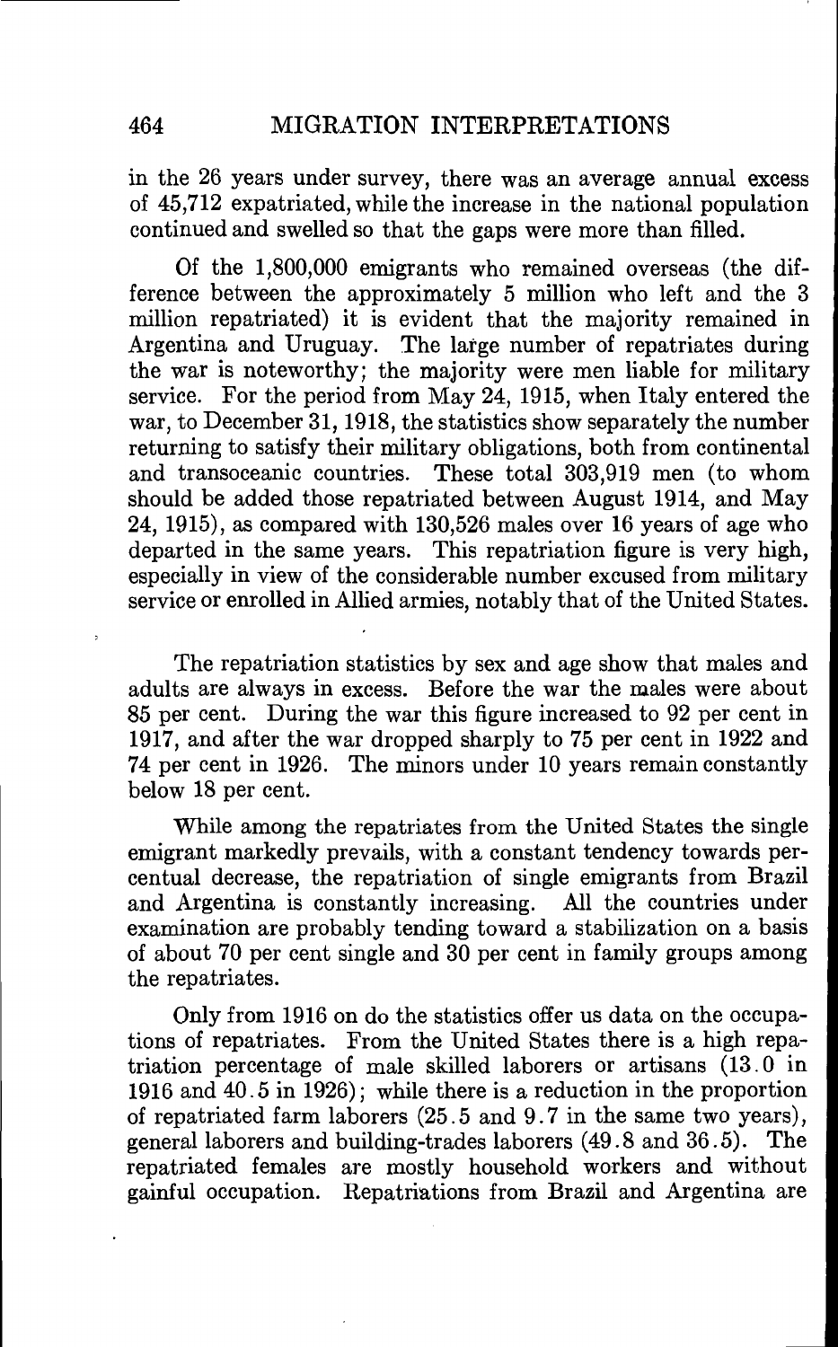in the 26 years under survey, there was an average annual excess of 45,712 expatriated, while the increase in the national population continued and swelled so that the gaps were more than filled.

Of the 1,800,000 emigrants who remained overseas (the difference between the approximately 5 million who left and the 3 million repatriated) it is evident that the majority remained in Argentina and Uruguay. The large number of repatriates during the war is noteworthy; the majority were men liable for military service. For the period from May 24, 1915, when Italy entered the war, to December 31, 1918, the statistics show separately the number returning to satisfy their military obligations, both from continental and transoceanic countries. These total 303,919 men (to whom should be added those repatriated between August 1914, and May 24, 1915), as compared with 130,526 males over 16 years of age who departed in the same years. This repatriation figure is very high, especially in view of the considerable number excused from military service or enrolled in Allied armies, notably that of the United States.

The repatriation statistics by sex and age show that males and adults are always in excess. Before the war the males were about 85 per cent. During the war this figure increased to 92 per cent in 1917, and after the war dropped sharply to 75 per cent in 1922 and 74 per cent in 1926. The minors under 10 years remain constantly below 18 per cent.

While among the repatriates from the United States the single emigrant markedly prevails, with a constant tendency towards percentual decrease, the repatriation of single emigrants from Brazil and Argentina is constantly increasing. All the countries under examination are probably tending toward a stabilization on a basis of about 70 per cent single and 30 per cent in family groups among the repatriates.

Only from 1916 on do the statistics offer us data on the occupations of repatriates. From the United States there is a high repatriation percentage of male skilled laborers or artisans (13.0 in 1916 and 40.5 in 1926); while there is a reduction in the proportion of repatriated farm laborers (25.5 and 9.7 in the same two years), general laborers and building-trades laborers (49.8 and 36.5). The repatriated females are mostly household workers and without gainful occupation. Repatriations from Brazil and Argentina are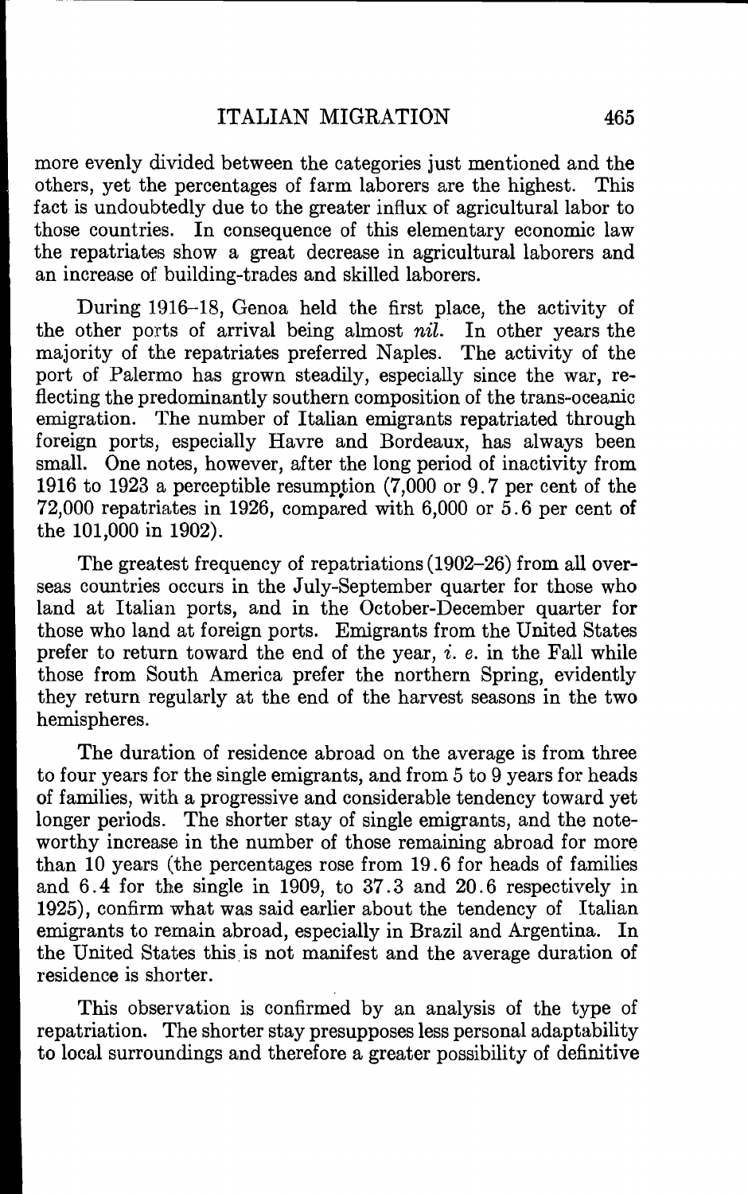more evenly divided between the categories just mentioned and the others, yet the percentages of farm laborers are the highest. This fact is undoubtedly due to the greater influx of agricultural labor to those countries. In consequence of this elementary economic law the repatriates show a great decrease in agricultural laborers and an increase of building-trades and skilled laborers.

During 1916–18, Genoa held the first place, the activity of the other ports of arrival being almost *nil*. In other years the majority of the repatriates preferred Naples. The activity of the port of Palermo has grown steadily, especially since the war, reflecting the predominantly southern composition of the trans-oceanic emigration. The number of Italian emigrants repatriated through foreign ports, especially Havre and Bordeaux, has always been small. One notes, however, after the long period of inactivity from 1916 to 1923 a perceptible resumption (7,000 or 9.7 per cent of the 72,000 repatriates in 1926, compared with 6,000 or 5.6 per cent of the 101,000 in 1902).

The greatest frequency of repatriations (1902–26) from all overseas countries occurs in the July-September quarter for those who land at Italian ports, and in the October-December quarter for those who land at foreign ports. Emigrants from the United States prefer to return toward the end of the year, *i. e.* in the Fall while those from South America prefer the northern Spring, evidently they return regularly at the end of the harvest seasons in the two hemispheres.

The duration of residence abroad on the average is from three to four years for the single emigrants, and from 5 to 9 years for heads of families, with a progressive and considerable tendency toward yet longer periods. The shorter stay of single emigrants, and the noteworthy increase in the number of those remaining abroad for more than 10 years (the percentages rose from 19.6 for heads of families and 6.4 for the single in 1909, to 37.3 and 20.6 respectively in 1925), confirm what was said earlier about the tendency of Italian emigrants to remain abroad, especially in Brazil and Argentina. In the United States this is not manifest and the average duration of residence is shorter.

This observation is confirmed by an analysis of the type of repatriation. The shorter stay presupposes less personal adaptability to local surroundings and therefore a greater possibility of definitive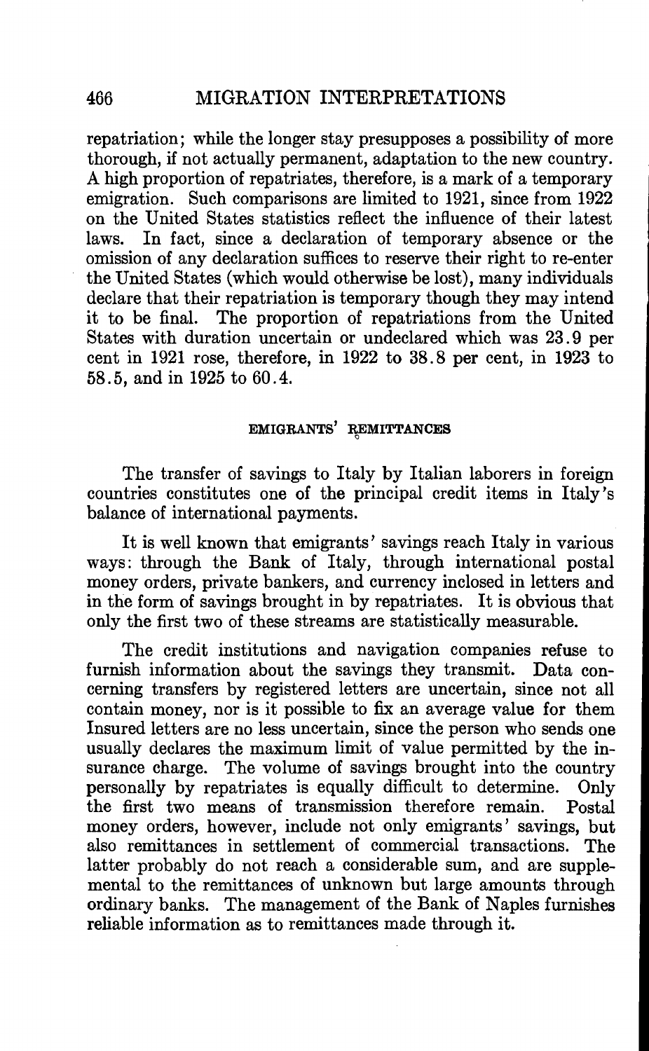repatriation; while the longer stay presupposes a possibility of more thorough, if not actually permanent, adaptation to the new country. A high proportion of repatriates, therefore, is a mark of a temporary emigration. Such comparisons are limited to 1921, since from 1922 on the United States statistics reflect the influence of their latest laws. In fact, since a declaration of temporary absence or the omission of any declaration suffices to reserve their right to re-enter the United States (which would otherwise be lost), many individuals declare that their repatriation is temporary though they may intend it to be final. The proportion of repatriations from the United States with duration uncertain or undeclared which was 23.9 per cent in 1921 rose, therefore, in 1922 to 38.8 per cent, in 1923 to 58.5, and in 1925 to 60.4.

## EMIGRANTS' REMITTANCES

The transfer of savings to Italy by Italian laborers in foreign countries constitutes one of the principal credit items in Italy's balance of international payments.

It is well known that emigrants' savings reach Italy in various ways: through the Bank of Italy, through international postal money orders, private bankers, and currency inclosed in letters and in the form of savings brought in by repatriates. It is obvious that only the first two of these streams are statistically measurable.

The credit institutions and navigation companies refuse to furnish information about the savings they transmit. Data concerning transfers by registered letters are uncertain, since not all contain money, nor is it possible to fix an average value for them Insured letters are no less uncertain, since the person who sends one usually declares the maximum limit of value permitted by the insurance charge. The volume of savings brought into the country personally by repatriates is equally difficult to determine. Only the first two means of transmission therefore remain. Postal money orders, however, include not only emigrants' savings, but also remittances in settlement of commercial transactions. The latter probably do not reach a considerable sum, and are supplemental to the remittances of unknown but large amounts through ordinary banks. The management of the Bank of Naples furnishes reliable information as to remittances made through it.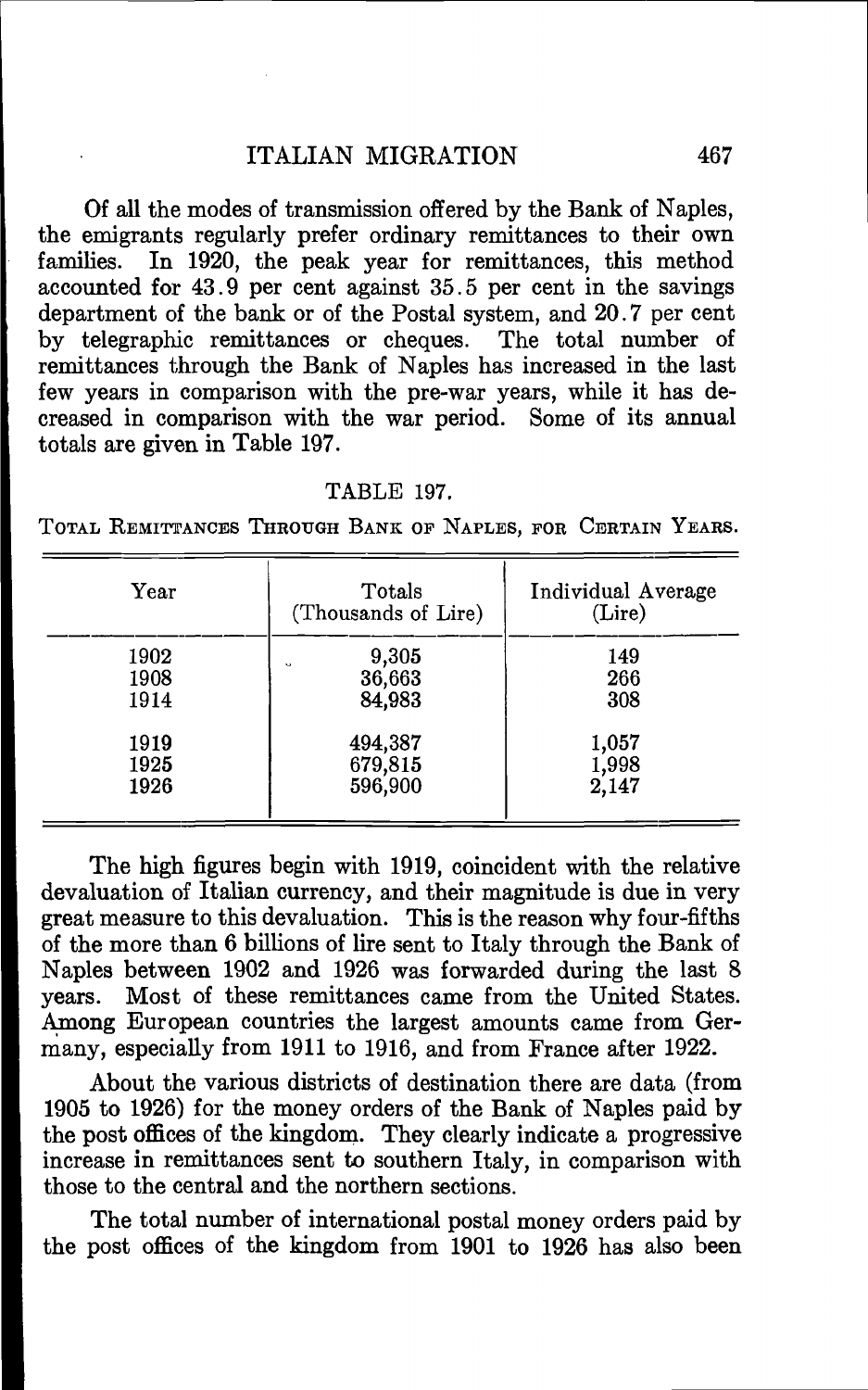Of all the modes of transmission offered by the Bank of Naples, the emigrants regularly prefer ordinary remittances to their own families. In 1920, the peak year for remittances, this method accounted for 43.9 per cent against 35.5 per cent in the savings department of the bank or of the Postal system, and 20.7 per cent by telegraphic remittances or cheques. The total number of remittances through the Bank of Naples has increased in the last few years in comparison with the pre-war years, while it has decreased in comparison with the war period. Some of its annual totals are given in Table 197.

TABLE 197.

TOTAL REMITTANCES THROUGH BANK OF NAPLES, FOR CERTAIN YEARS.

| Year | Totals (Thousands of Lire) | Individual Average (Lire) |
|---|---|---|
| 1902 | 9,305 | 149 |
| 1908 | 36,663 | 266 |
| 1914 | 84,983 | 308 |
| 1919 | 494,387 | 1,057 |
| 1925 | 679,815 | 1,998 |
| 1926 | 596,900 | 2,147 |

The high figures begin with 1919, coincident with the relative devaluation of Italian currency, and their magnitude is due in very great measure to this devaluation. This is the reason why four-fifths of the more than 6 billions of lire sent to Italy through the Bank of Naples between 1902 and 1926 was forwarded during the last 8 years. Most of these remittances came from the United States. Among European countries the largest amounts came from Germany, especially from 1911 to 1916, and from France after 1922.

About the various districts of destination there are data (from 1905 to 1926) for the money orders of the Bank of Naples paid by the post offices of the kingdom. They clearly indicate a progressive increase in remittances sent to southern Italy, in comparison with those to the central and the northern sections.

The total number of international postal money orders paid by the post offices of the kingdom from 1901 to 1926 has also been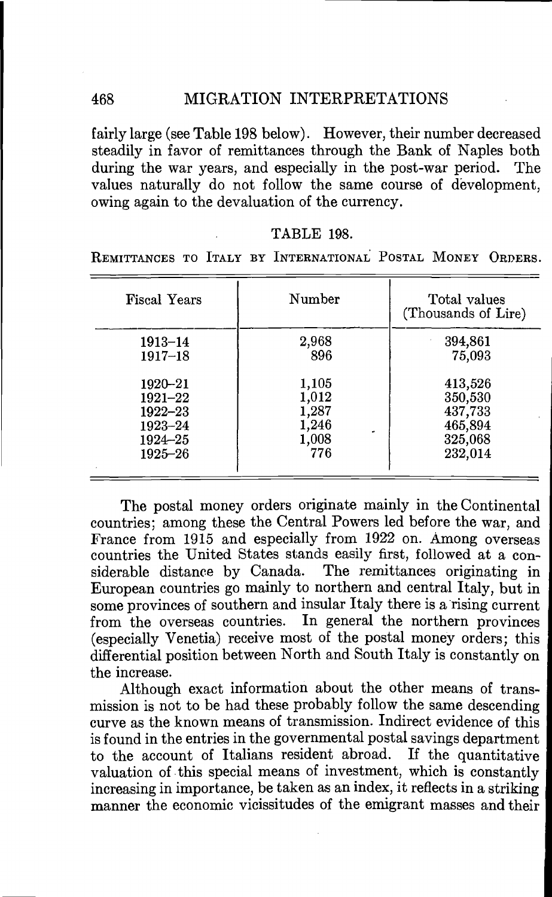fairly large (see Table 198 below). However, their number decreased steadily in favor of remittances through the Bank of Naples both during the war years, and especially in the post-war period. The values naturally do not follow the same course of development, owing again to the devaluation of the currency.

TABLE 198.

REMITTANCES TO ITALY BY INTERNATIONAL POSTAL MONEY ORDERS.

| Fiscal Years | Number | Total values (Thousands of Lire) |
|---|---|---|
| 1913–14 | 2,968 | 394,861 |
| 1917–18 | 896 | 75,093 |
| 1920–21 | 1,105 | 413,526 |
| 1921–22 | 1,012 | 350,530 |
| 1922–23 | 1,287 | 437,733 |
| 1923–24 | 1,246 | 465,894 |
| 1924–25 | 1,008 | 325,068 |
| 1925–26 | 776 | 232,014 |

The postal money orders originate mainly in the Continental countries; among these the Central Powers led before the war, and France from 1915 and especially from 1922 on. Among overseas countries the United States stands easily first, followed at a considerable distance by Canada. The remittances originating in European countries go mainly to northern and central Italy, but in some provinces of southern and insular Italy there is a rising current from the overseas countries. In general the northern provinces (especially Venetia) receive most of the postal money orders; this differential position between North and South Italy is constantly on the increase.

Although exact information about the other means of transmission is not to be had these probably follow the same descending curve as the known means of transmission. Indirect evidence of this is found in the entries in the governmental postal savings department to the account of Italians resident abroad. If the quantitative valuation of this special means of investment, which is constantly increasing in importance, be taken as an index, it reflects in a striking manner the economic vicissitudes of the emigrant masses and their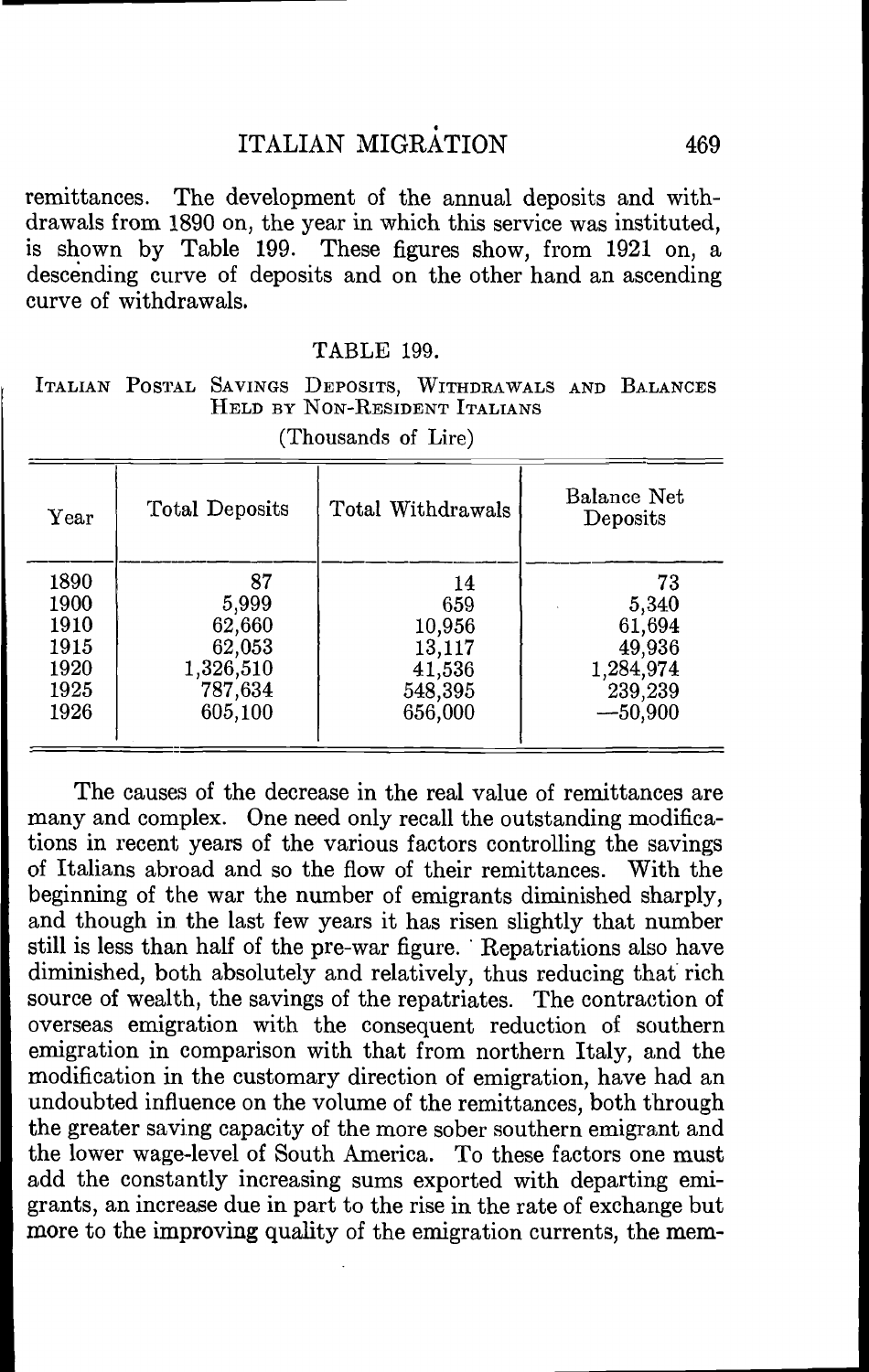remittances. The development of the annual deposits and withdrawals from 1890 on, the year in which this service was instituted, is shown by Table 199. These figures show, from 1921 on, a descending curve of deposits and on the other hand an ascending curve of withdrawals.

TABLE 199.

ITALIAN POSTAL SAVINGS DEPOSITS, WITHDRAWALS AND BALANCES HELD BY NON-RESIDENT ITALIANS

(Thousands of Lire)

| Year | Total Deposits | Total Withdrawals | Balance Net Deposits |
|---|---|---|---|
| 1890 | 87 | 14 | 73 |
| 1900 | 5,999 | 659 | 5,340 |
| 1910 | 62,660 | 10,956 | 61,694 |
| 1915 | 62,053 | 13,117 | 49,936 |
| 1920 | 1,326,510 | 41,536 | 1,284,974 |
| 1925 | 787,634 | 548,395 | 239,239 |
| 1926 | 605,100 | 656,000 | —50,900 |

The causes of the decrease in the real value of remittances are many and complex. One need only recall the outstanding modifications in recent years of the various factors controlling the savings of Italians abroad and so the flow of their remittances. With the beginning of the war the number of emigrants diminished sharply, and though in the last few years it has risen slightly that number still is less than half of the pre-war figure. Repatriations also have diminished, both absolutely and relatively, thus reducing that rich source of wealth, the savings of the repatriates. The contraction of overseas emigration with the consequent reduction of southern emigration in comparison with that from northern Italy, and the modification in the customary direction of emigration, have had an undoubted influence on the volume of the remittances, both through the greater saving capacity of the more sober southern emigrant and the lower wage-level of South America. To these factors one must add the constantly increasing sums exported with departing emigrants, an increase due in part to the rise in the rate of exchange but more to the improving quality of the emigration currents, the mem-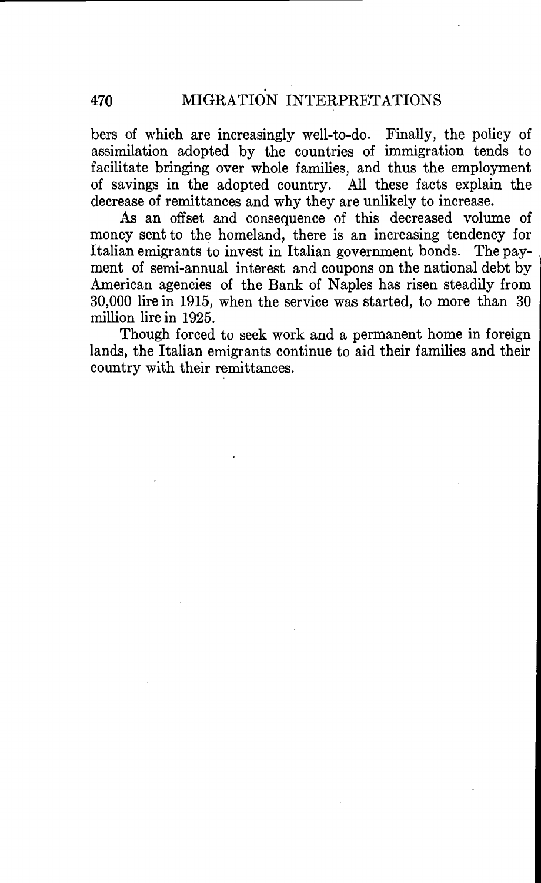bers of which are increasingly well-to-do. Finally, the policy of assimilation adopted by the countries of immigration tends to facilitate bringing over whole families, and thus the employment of savings in the adopted country. All these facts explain the decrease of remittances and why they are unlikely to increase.

As an offset and consequence of this decreased volume of money sent to the homeland, there is an increasing tendency for Italian emigrants to invest in Italian government bonds. The payment of semi-annual interest and coupons on the national debt by American agencies of the Bank of Naples has risen steadily from 30,000 lire in 1915, when the service was started, to more than 30 million lire in 1925.

Though forced to seek work and a permanent home in foreign lands, the Italian emigrants continue to aid their families and their country with their remittances.